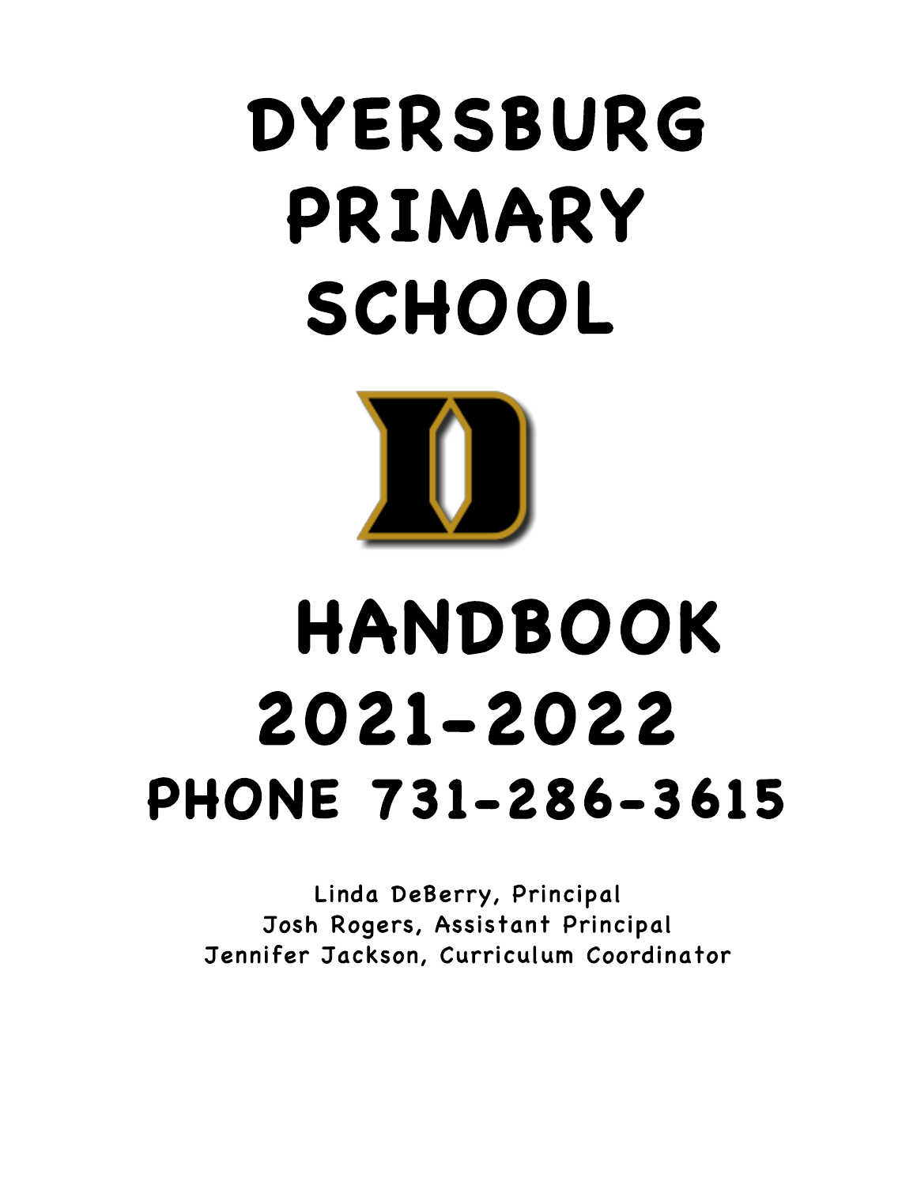# DYERSBURG PRIMARY SCHOOL

# HANDBOOK 2021-2022

## PHONE 731-286-3615

Linda DeBerry, Principal
Josh Rogers, Assistant Principal
Jennifer Jackson, Curriculum Coordinator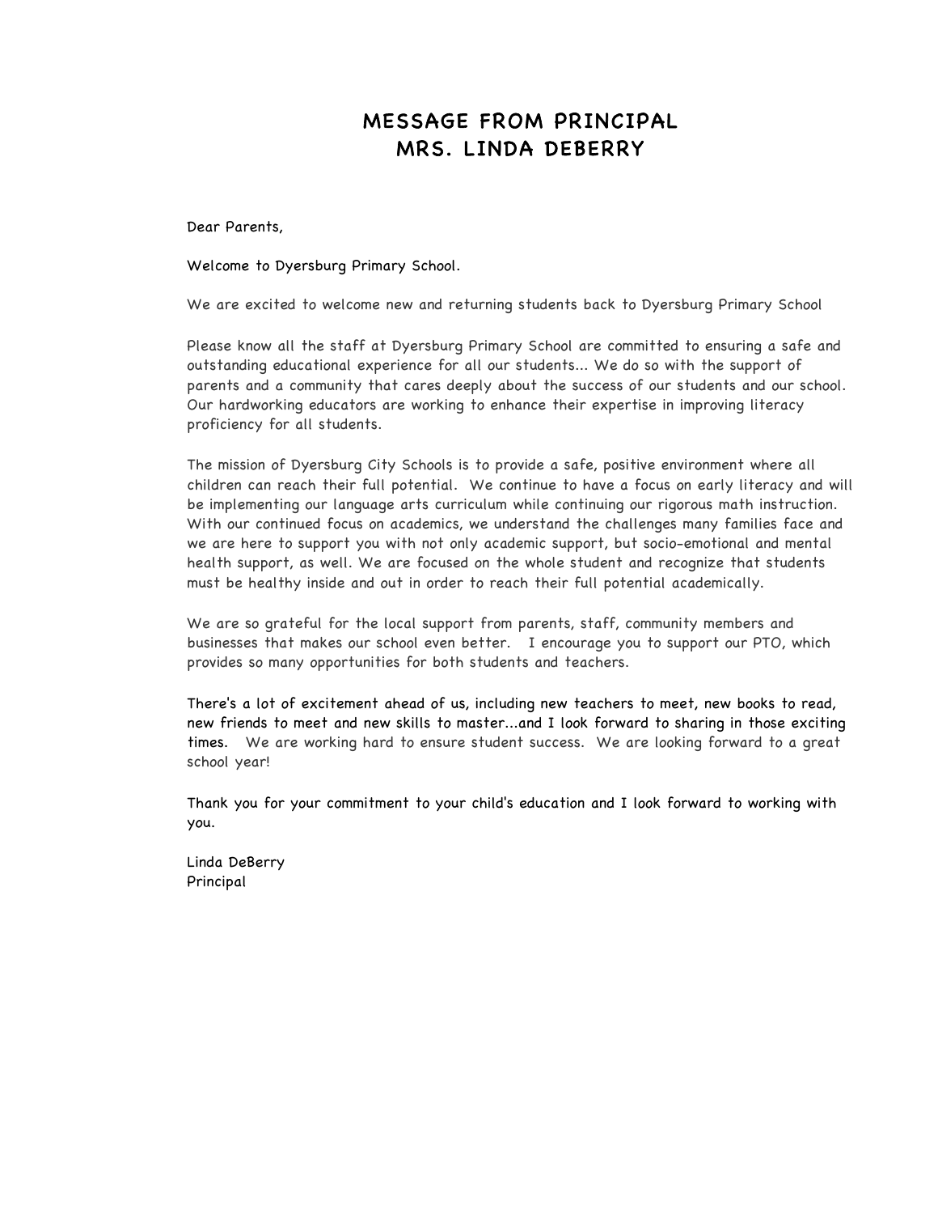# MESSAGE FROM PRINCIPAL
# MRS. LINDA DEBERRY

Dear Parents,

Welcome to Dyersburg Primary School.

We are excited to welcome new and returning students back to Dyersburg Primary School

Please know all the staff at Dyersburg Primary School are committed to ensuring a safe and outstanding educational experience for all our students... We do so with the support of parents and a community that cares deeply about the success of our students and our school. Our hardworking educators are working to enhance their expertise in improving literacy proficiency for all students.

The mission of Dyersburg City Schools is to provide a safe, positive environment where all children can reach their full potential. We continue to have a focus on early literacy and will be implementing our language arts curriculum while continuing our rigorous math instruction. With our continued focus on academics, we understand the challenges many families face and we are here to support you with not only academic support, but socio-emotional and mental health support, as well. We are focused on the whole student and recognize that students must be healthy inside and out in order to reach their full potential academically.

We are so grateful for the local support from parents, staff, community members and businesses that makes our school even better. I encourage you to support our PTO, which provides so many opportunities for both students and teachers.

There's a lot of excitement ahead of us, including new teachers to meet, new books to read, new friends to meet and new skills to master...and I look forward to sharing in those exciting times. We are working hard to ensure student success. We are looking forward to a great school year!

Thank you for your commitment to your child's education and I look forward to working with you.

Linda DeBerry
Principal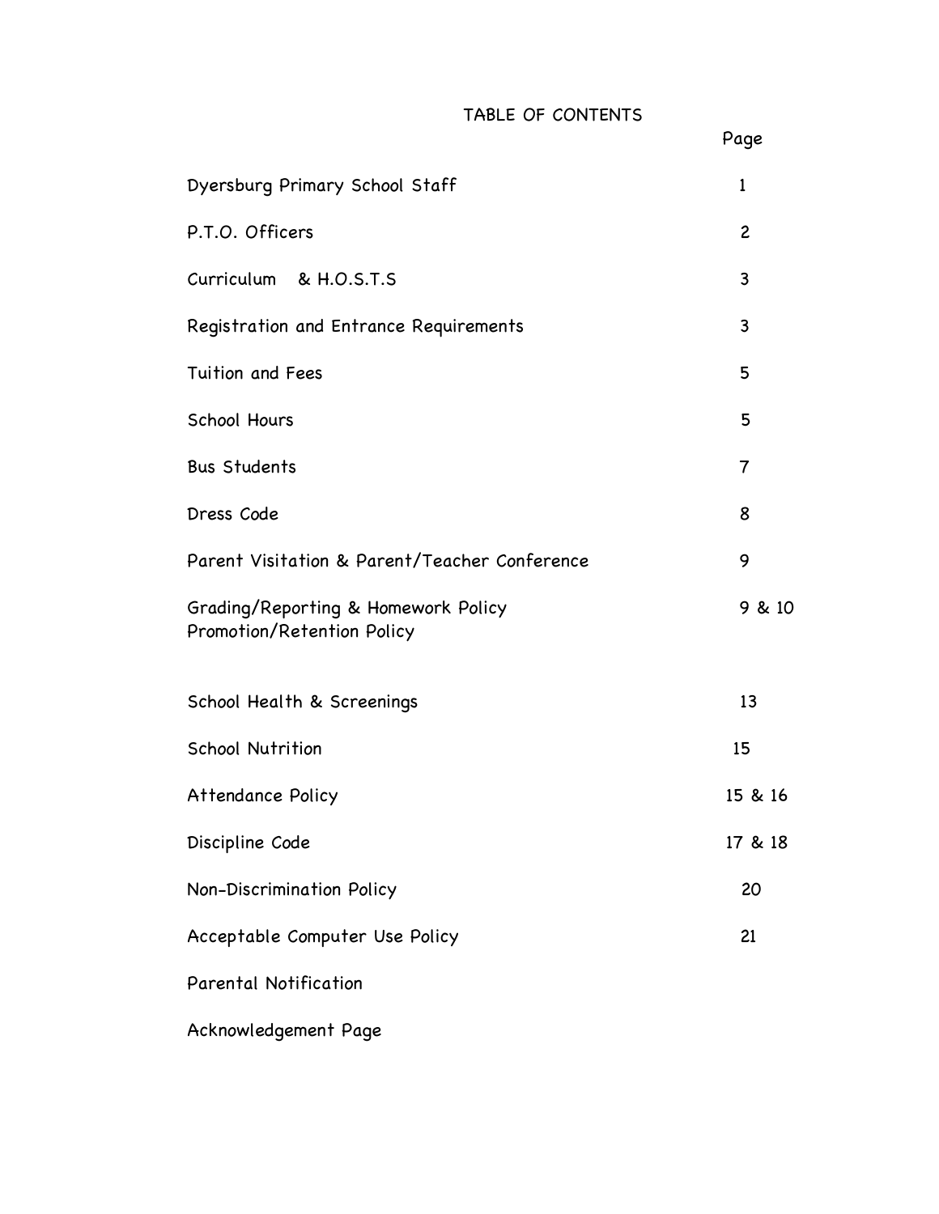# TABLE OF CONTENTS

| | Page |
|---|---|
| Dyersburg Primary School Staff | 1 |
| P.T.O. Officers | 2 |
| Curriculum & H.O.S.T.S | 3 |
| Registration and Entrance Requirements | 3 |
| Tuition and Fees | 5 |
| School Hours | 5 |
| Bus Students | 7 |
| Dress Code | 8 |
| Parent Visitation & Parent/Teacher Conference | 9 |
| Grading/Reporting & Homework Policy<br>Promotion/Retention Policy | 9 & 10 |
| School Health & Screenings | 13 |
| School Nutrition | 15 |
| Attendance Policy | 15 & 16 |
| Discipline Code | 17 & 18 |
| Non-Discrimination Policy | 20 |
| Acceptable Computer Use Policy | 21 |
| Parental Notification | |
| Acknowledgement Page | |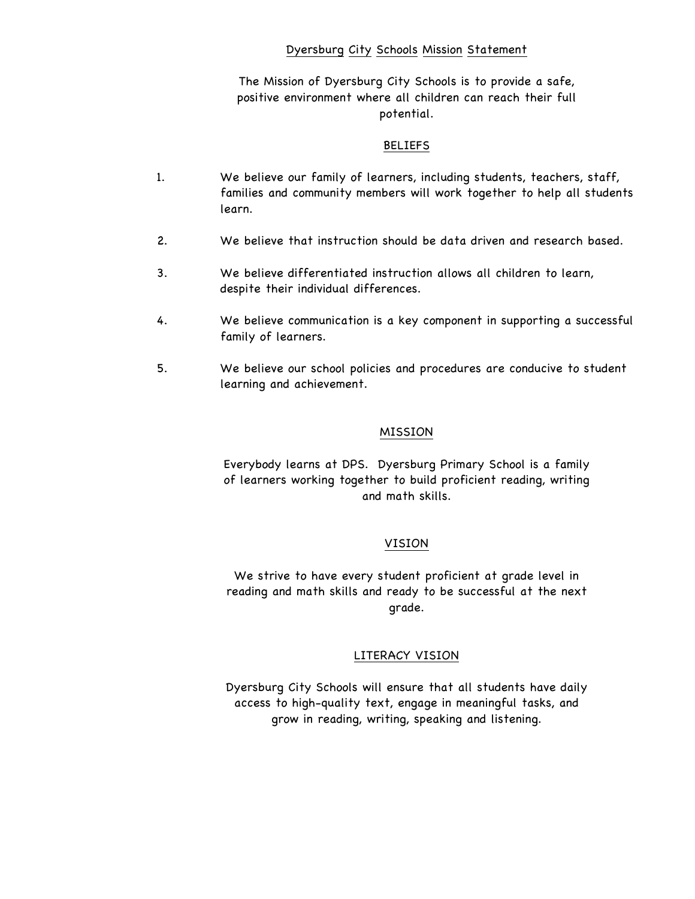## Dyersburg City Schools Mission Statement

The Mission of Dyersburg City Schools is to provide a safe, positive environment where all children can reach their full potential.

## BELIEFS

1. We believe our family of learners, including students, teachers, staff, families and community members will work together to help all students learn.
2. We believe that instruction should be data driven and research based.
3. We believe differentiated instruction allows all children to learn, despite their individual differences.
4. We believe communication is a key component in supporting a successful family of learners.
5. We believe our school policies and procedures are conducive to student learning and achievement.

## MISSION

Everybody learns at DPS. Dyersburg Primary School is a family of learners working together to build proficient reading, writing and math skills.

## VISION

We strive to have every student proficient at grade level in reading and math skills and ready to be successful at the next grade.

## LITERACY VISION

Dyersburg City Schools will ensure that all students have daily access to high-quality text, engage in meaningful tasks, and grow in reading, writing, speaking and listening.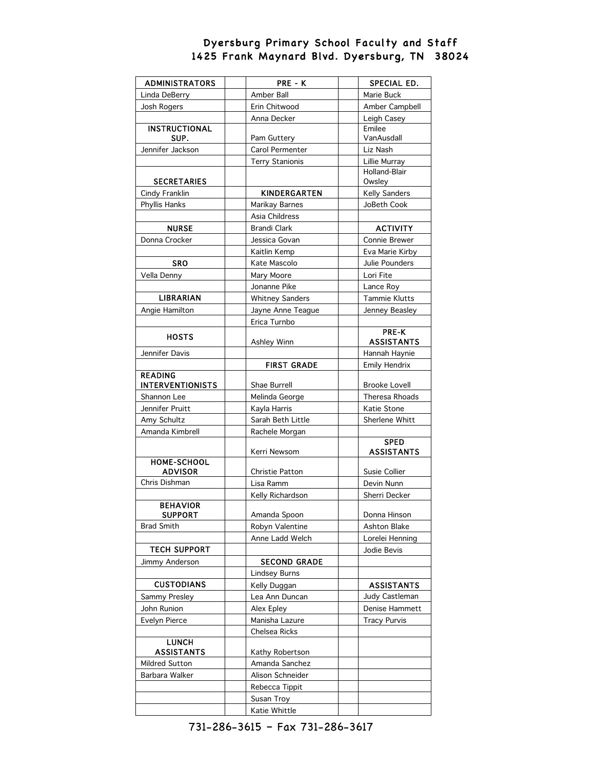# Dyersburg Primary School Faculty and Staff
## 1425 Frank Maynard Blvd. Dyersburg, TN 38024

| ADMINISTRATORS | | PRE - K | | SPECIAL ED. |
|---|---|---|---|---|
| Linda DeBerry | | Amber Ball | | Marie Buck |
| Josh Rogers | | Erin Chitwood | | Amber Campbell |
| | | Anna Decker | | Leigh Casey |
| **INSTRUCTIONAL SUP.** | | Pam Guttery | | Emilee VanAusdall |
| Jennifer Jackson | | Carol Permenter | | Liz Nash |
| | | Terry Stanionis | | Lillie Murray |
| **SECRETARIES** | | | | Holland-Blair Owsley |
| Cindy Franklin | | **KINDERGARTEN** | | Kelly Sanders |
| Phyllis Hanks | | Marikay Barnes | | JoBeth Cook |
| | | Asia Childress | | |
| **NURSE** | | Brandi Clark | | **ACTIVITY** |
| Donna Crocker | | Jessica Govan | | Connie Brewer |
| | | Kaitlin Kemp | | Eva Marie Kirby |
| **SRO** | | Kate Mascolo | | Julie Pounders |
| Vella Denny | | Mary Moore | | Lori Fite |
| | | Jonanne Pike | | Lance Roy |
| **LIBRARIAN** | | Whitney Sanders | | Tammie Klutts |
| Angie Hamilton | | Jayne Anne Teague | | Jenney Beasley |
| | | Erica Turnbo | | |
| **HOSTS** | | Ashley Winn | | **PRE-K ASSISTANTS** |
| Jennifer Davis | | | | Hannah Haynie |
| | | **FIRST GRADE** | | Emily Hendrix |
| **READING INTERVENTIONISTS** | | Shae Burrell | | Brooke Lovell |
| Shannon Lee | | Melinda George | | Theresa Rhoads |
| Jennifer Pruitt | | Kayla Harris | | Katie Stone |
| Amy Schultz | | Sarah Beth Little | | Sherlene Whitt |
| Amanda Kimbrell | | Rachele Morgan | | |
| | | Kerri Newsom | | **SPED ASSISTANTS** |
| **HOME-SCHOOL ADVISOR** | | Christie Patton | | Susie Collier |
| Chris Dishman | | Lisa Ramm | | Devin Nunn |
| | | Kelly Richardson | | Sherri Decker |
| **BEHAVIOR SUPPORT** | | Amanda Spoon | | Donna Hinson |
| Brad Smith | | Robyn Valentine | | Ashton Blake |
| | | Anne Ladd Welch | | Lorelei Henning |
| **TECH SUPPORT** | | | | Jodie Bevis |
| Jimmy Anderson | | **SECOND GRADE** | | |
| | | Lindsey Burns | | |
| **CUSTODIANS** | | Kelly Duggan | | **ASSISTANTS** |
| Sammy Presley | | Lea Ann Duncan | | Judy Castleman |
| John Runion | | Alex Epley | | Denise Hammett |
| Evelyn Pierce | | Manisha Lazure | | Tracy Purvis |
| | | Chelsea Ricks | | |
| **LUNCH ASSISTANTS** | | Kathy Robertson | | |
| Mildred Sutton | | Amanda Sanchez | | |
| Barbara Walker | | Alison Schneider | | |
| | | Rebecca Tippit | | |
| | | Susan Troy | | |
| | | Katie Whittle | | |

731-286-3615 – Fax 731-286-3617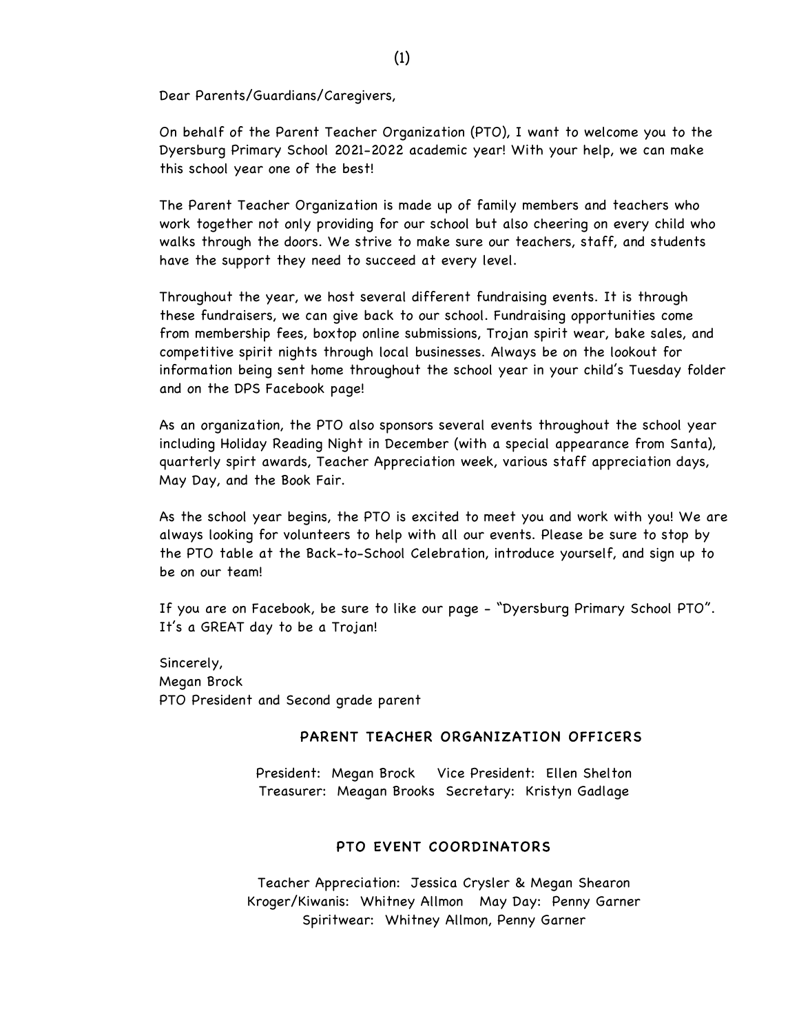Dear Parents/Guardians/Caregivers,

On behalf of the Parent Teacher Organization (PTO), I want to welcome you to the Dyersburg Primary School 2021-2022 academic year! With your help, we can make this school year one of the best!

The Parent Teacher Organization is made up of family members and teachers who work together not only providing for our school but also cheering on every child who walks through the doors. We strive to make sure our teachers, staff, and students have the support they need to succeed at every level.

Throughout the year, we host several different fundraising events. It is through these fundraisers, we can give back to our school. Fundraising opportunities come from membership fees, boxtop online submissions, Trojan spirit wear, bake sales, and competitive spirit nights through local businesses. Always be on the lookout for information being sent home throughout the school year in your child's Tuesday folder and on the DPS Facebook page!

As an organization, the PTO also sponsors several events throughout the school year including Holiday Reading Night in December (with a special appearance from Santa), quarterly spirt awards, Teacher Appreciation week, various staff appreciation days, May Day, and the Book Fair.

As the school year begins, the PTO is excited to meet you and work with you! We are always looking for volunteers to help with all our events. Please be sure to stop by the PTO table at the Back-to-School Celebration, introduce yourself, and sign up to be on our team!

If you are on Facebook, be sure to like our page - "Dyersburg Primary School PTO". It's a GREAT day to be a Trojan!

Sincerely,
Megan Brock
PTO President and Second grade parent

## PARENT TEACHER ORGANIZATION OFFICERS

President: Megan Brock  Vice President: Ellen Shelton
Treasurer: Meagan Brooks  Secretary: Kristyn Gadlage

## PTO EVENT COORDINATORS

Teacher Appreciation: Jessica Crysler & Megan Shearon
Kroger/Kiwanis: Whitney Allmon  May Day: Penny Garner
Spiritwear: Whitney Allmon, Penny Garner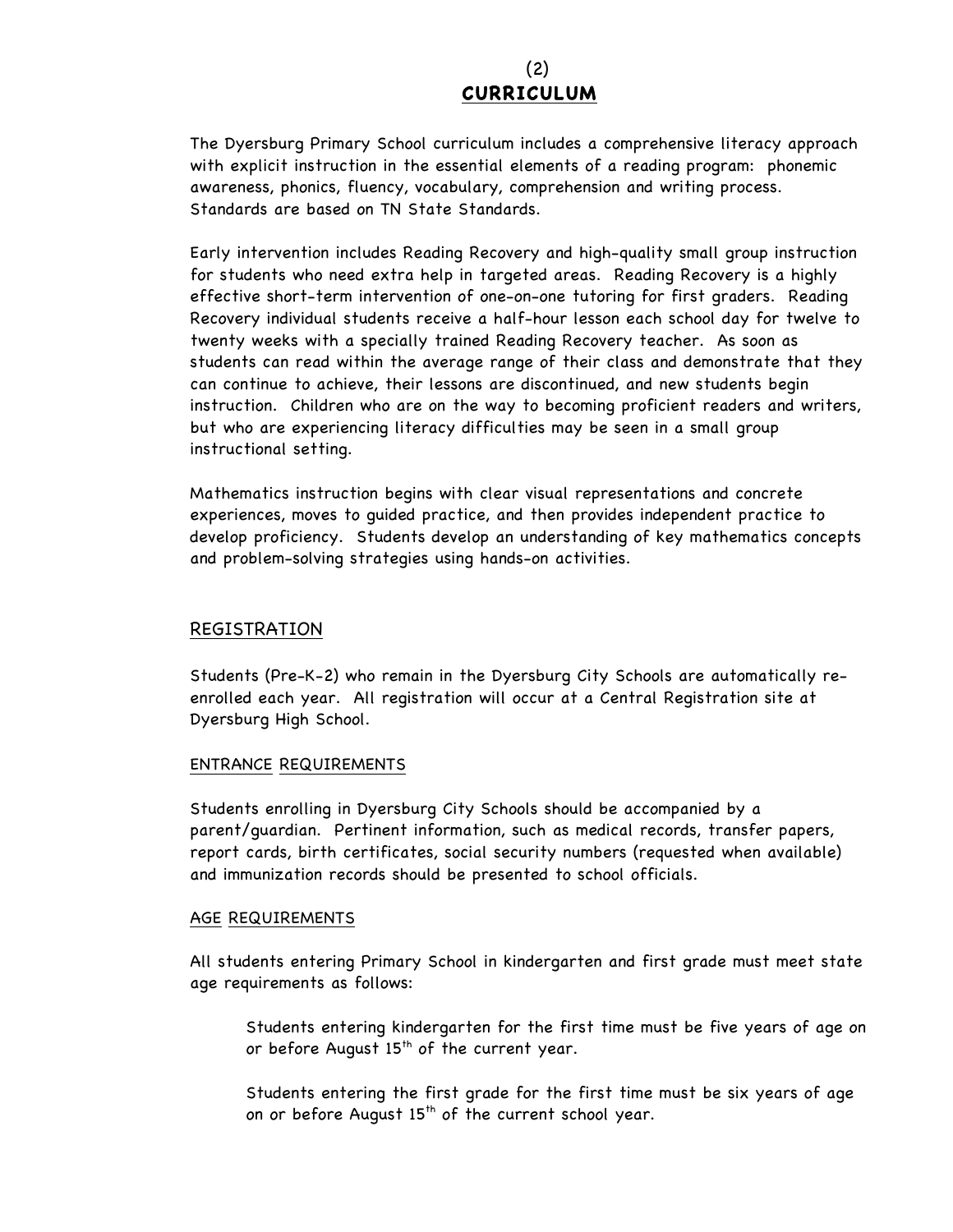(2)

# CURRICULUM

The Dyersburg Primary School curriculum includes a comprehensive literacy approach with explicit instruction in the essential elements of a reading program: phonemic awareness, phonics, fluency, vocabulary, comprehension and writing process. Standards are based on TN State Standards.

Early intervention includes Reading Recovery and high-quality small group instruction for students who need extra help in targeted areas. Reading Recovery is a highly effective short-term intervention of one-on-one tutoring for first graders. Reading Recovery individual students receive a half-hour lesson each school day for twelve to twenty weeks with a specially trained Reading Recovery teacher. As soon as students can read within the average range of their class and demonstrate that they can continue to achieve, their lessons are discontinued, and new students begin instruction. Children who are on the way to becoming proficient readers and writers, but who are experiencing literacy difficulties may be seen in a small group instructional setting.

Mathematics instruction begins with clear visual representations and concrete experiences, moves to guided practice, and then provides independent practice to develop proficiency. Students develop an understanding of key mathematics concepts and problem-solving strategies using hands-on activities.

## REGISTRATION

Students (Pre-K-2) who remain in the Dyersburg City Schools are automatically re-enrolled each year. All registration will occur at a Central Registration site at Dyersburg High School.

### ENTRANCE REQUIREMENTS

Students enrolling in Dyersburg City Schools should be accompanied by a parent/guardian. Pertinent information, such as medical records, transfer papers, report cards, birth certificates, social security numbers (requested when available) and immunization records should be presented to school officials.

### AGE REQUIREMENTS

All students entering Primary School in kindergarten and first grade must meet state age requirements as follows:

Students entering kindergarten for the first time must be five years of age on or before August 15th of the current year.

Students entering the first grade for the first time must be six years of age on or before August 15th of the current school year.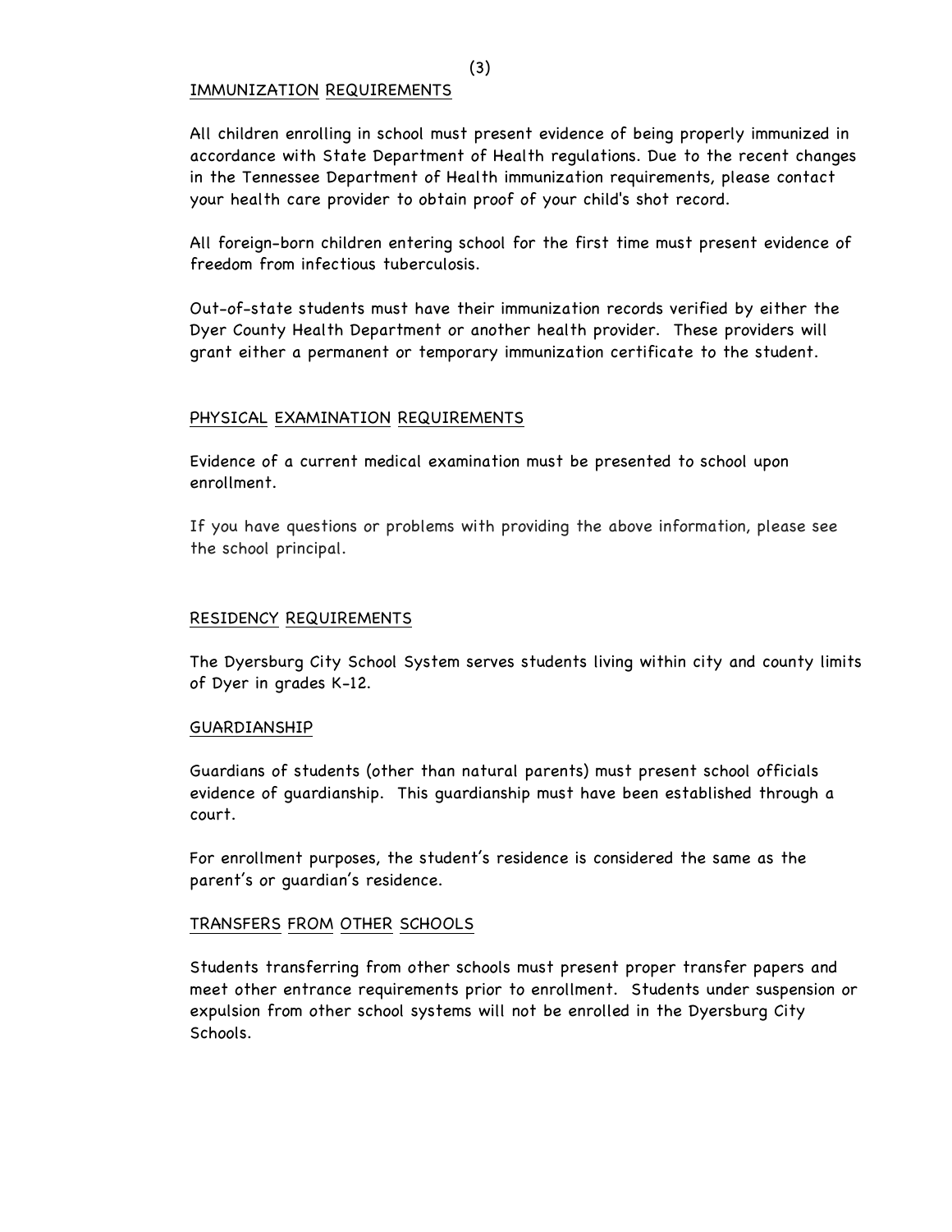## IMMUNIZATION REQUIREMENTS

All children enrolling in school must present evidence of being properly immunized in accordance with State Department of Health regulations. Due to the recent changes in the Tennessee Department of Health immunization requirements, please contact your health care provider to obtain proof of your child's shot record.

All foreign-born children entering school for the first time must present evidence of freedom from infectious tuberculosis.

Out-of-state students must have their immunization records verified by either the Dyer County Health Department or another health provider. These providers will grant either a permanent or temporary immunization certificate to the student.

## PHYSICAL EXAMINATION REQUIREMENTS

Evidence of a current medical examination must be presented to school upon enrollment.

If you have questions or problems with providing the above information, please see the school principal.

## RESIDENCY REQUIREMENTS

The Dyersburg City School System serves students living within city and county limits of Dyer in grades K-12.

## GUARDIANSHIP

Guardians of students (other than natural parents) must present school officials evidence of guardianship. This guardianship must have been established through a court.

For enrollment purposes, the student's residence is considered the same as the parent's or guardian's residence.

## TRANSFERS FROM OTHER SCHOOLS

Students transferring from other schools must present proper transfer papers and meet other entrance requirements prior to enrollment. Students under suspension or expulsion from other school systems will not be enrolled in the Dyersburg City Schools.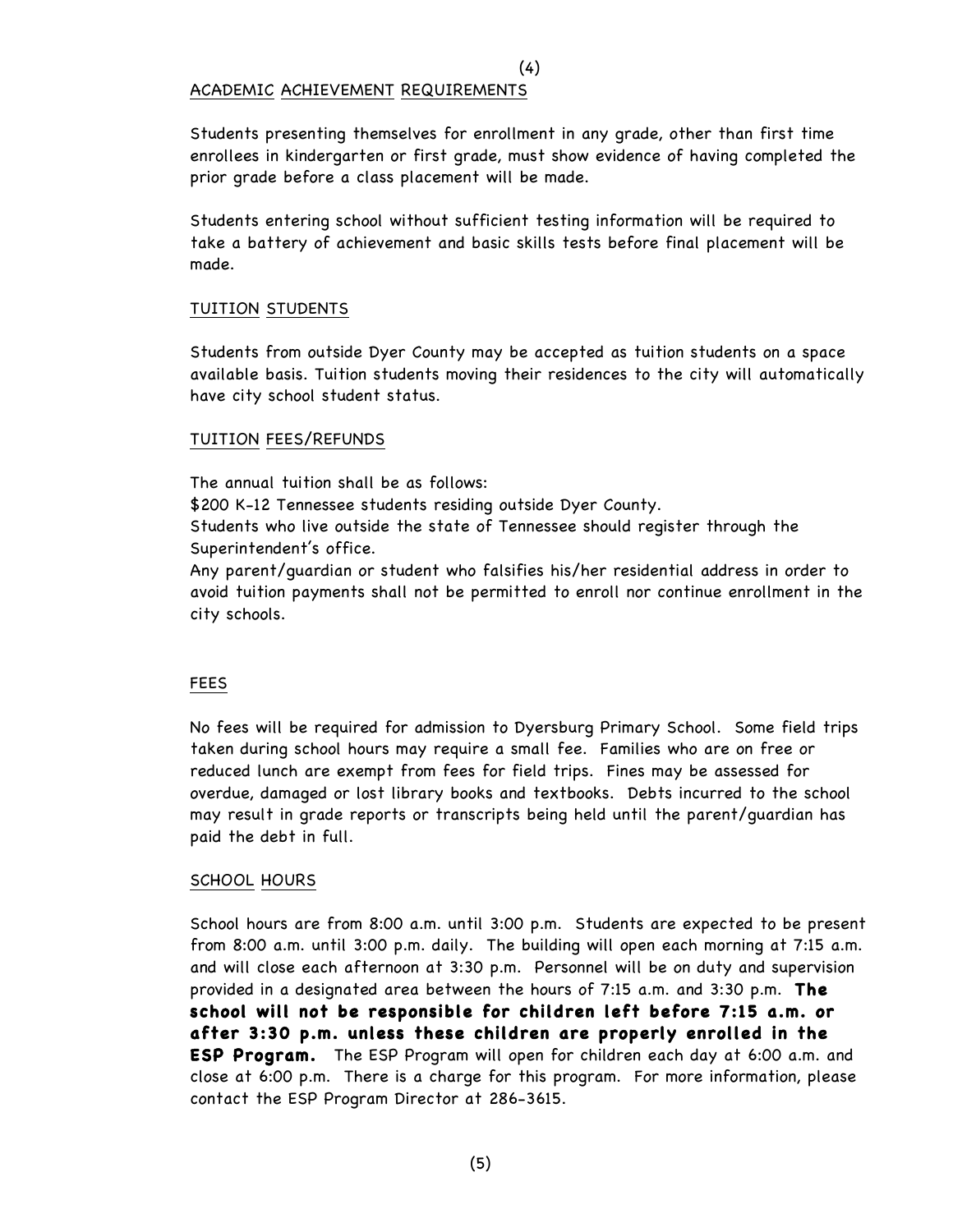## ACADEMIC ACHIEVEMENT REQUIREMENTS

Students presenting themselves for enrollment in any grade, other than first time enrollees in kindergarten or first grade, must show evidence of having completed the prior grade before a class placement will be made.

Students entering school without sufficient testing information will be required to take a battery of achievement and basic skills tests before final placement will be made.

## TUITION STUDENTS

Students from outside Dyer County may be accepted as tuition students on a space available basis. Tuition students moving their residences to the city will automatically have city school student status.

## TUITION FEES/REFUNDS

The annual tuition shall be as follows:
$200 K-12 Tennessee students residing outside Dyer County.
Students who live outside the state of Tennessee should register through the Superintendent's office.
Any parent/guardian or student who falsifies his/her residential address in order to avoid tuition payments shall not be permitted to enroll nor continue enrollment in the city schools.

## FEES

No fees will be required for admission to Dyersburg Primary School. Some field trips taken during school hours may require a small fee. Families who are on free or reduced lunch are exempt from fees for field trips. Fines may be assessed for overdue, damaged or lost library books and textbooks. Debts incurred to the school may result in grade reports or transcripts being held until the parent/guardian has paid the debt in full.

## SCHOOL HOURS

School hours are from 8:00 a.m. until 3:00 p.m. Students are expected to be present from 8:00 a.m. until 3:00 p.m. daily. The building will open each morning at 7:15 a.m. and will close each afternoon at 3:30 p.m. Personnel will be on duty and supervision provided in a designated area between the hours of 7:15 a.m. and 3:30 p.m. **The school will not be responsible for children left before 7:15 a.m. or after 3:30 p.m. unless these children are properly enrolled in the ESP Program.** The ESP Program will open for children each day at 6:00 a.m. and close at 6:00 p.m. There is a charge for this program. For more information, please contact the ESP Program Director at 286-3615.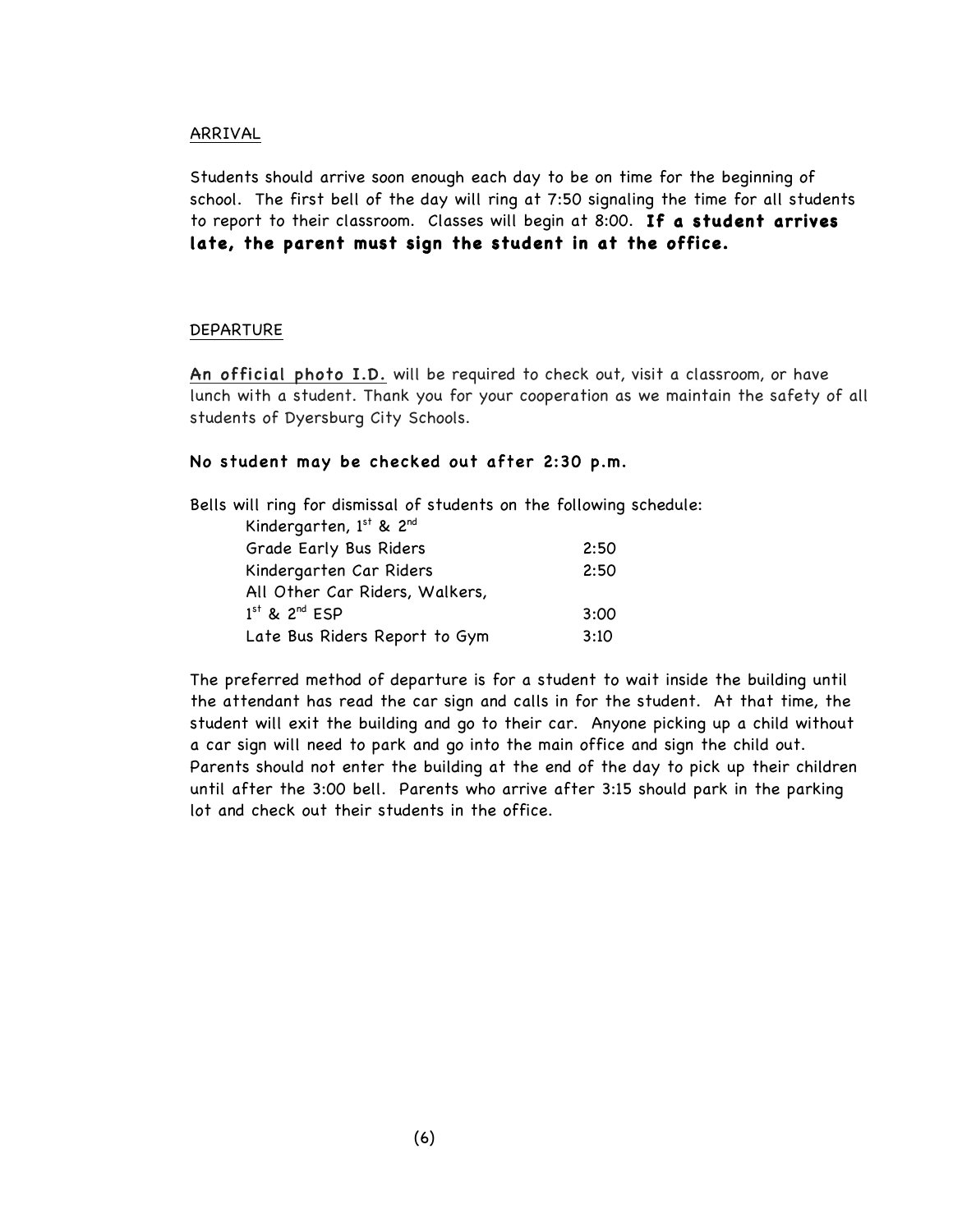## ARRIVAL

Students should arrive soon enough each day to be on time for the beginning of school. The first bell of the day will ring at 7:50 signaling the time for all students to report to their classroom. Classes will begin at 8:00. **If a student arrives late, the parent must sign the student in at the office.**

## DEPARTURE

**An official photo I.D.** will be required to check out, visit a classroom, or have lunch with a student. Thank you for your cooperation as we maintain the safety of all students of Dyersburg City Schools.

**No student may be checked out after 2:30 p.m.**

Bells will ring for dismissal of students on the following schedule:

| | |
|---|---|
| Kindergarten, 1st & 2nd Grade Early Bus Riders | 2:50 |
| Kindergarten Car Riders | 2:50 |
| All Other Car Riders, Walkers, 1st & 2nd ESP | 3:00 |
| Late Bus Riders Report to Gym | 3:10 |

The preferred method of departure is for a student to wait inside the building until the attendant has read the car sign and calls in for the student. At that time, the student will exit the building and go to their car. Anyone picking up a child without a car sign will need to park and go into the main office and sign the child out. Parents should not enter the building at the end of the day to pick up their children until after the 3:00 bell. Parents who arrive after 3:15 should park in the parking lot and check out their students in the office.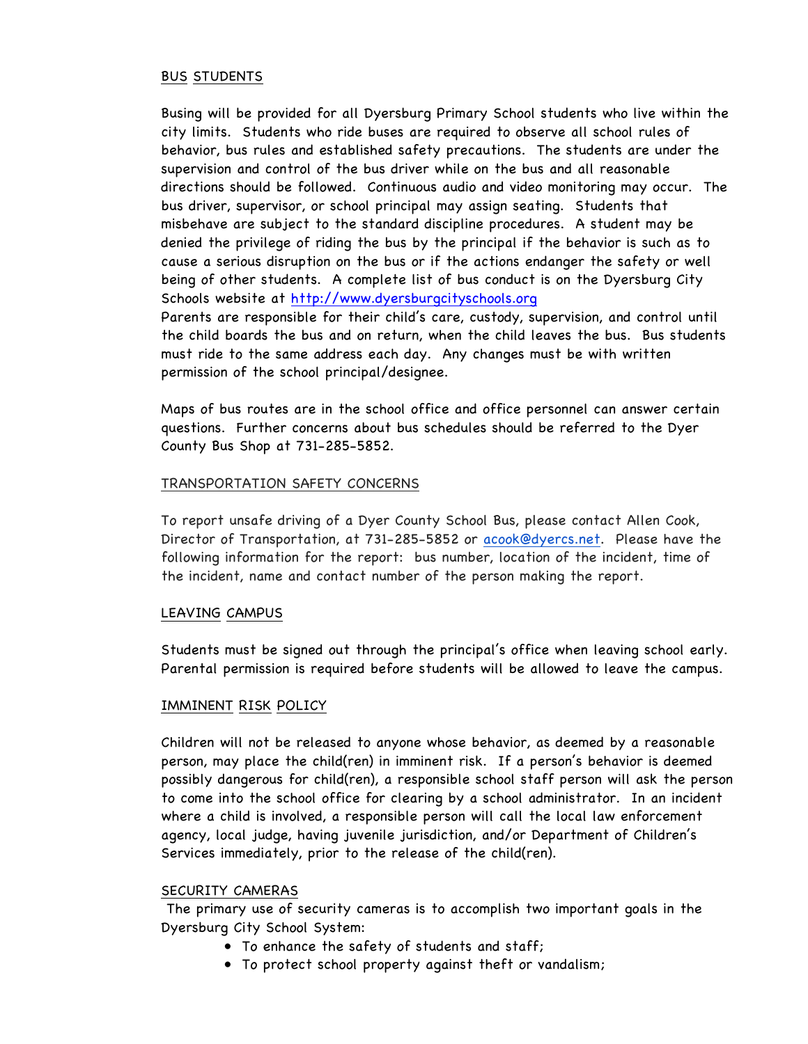## BUS STUDENTS

Busing will be provided for all Dyersburg Primary School students who live within the city limits. Students who ride buses are required to observe all school rules of behavior, bus rules and established safety precautions. The students are under the supervision and control of the bus driver while on the bus and all reasonable directions should be followed. Continuous audio and video monitoring may occur. The bus driver, supervisor, or school principal may assign seating. Students that misbehave are subject to the standard discipline procedures. A student may be denied the privilege of riding the bus by the principal if the behavior is such as to cause a serious disruption on the bus or if the actions endanger the safety or well being of other students. A complete list of bus conduct is on the Dyersburg City Schools website at [http://www.dyersburgcityschools.org](http://www.dyersburgcityschools.org)

Parents are responsible for their child's care, custody, supervision, and control until the child boards the bus and on return, when the child leaves the bus. Bus students must ride to the same address each day. Any changes must be with written permission of the school principal/designee.

Maps of bus routes are in the school office and office personnel can answer certain questions. Further concerns about bus schedules should be referred to the Dyer County Bus Shop at 731-285-5852.

## TRANSPORTATION SAFETY CONCERNS

To report unsafe driving of a Dyer County School Bus, please contact Allen Cook, Director of Transportation, at 731-285-5852 or [acook@dyercs.net](mailto:acook@dyercs.net). Please have the following information for the report: bus number, location of the incident, time of the incident, name and contact number of the person making the report.

## LEAVING CAMPUS

Students must be signed out through the principal's office when leaving school early. Parental permission is required before students will be allowed to leave the campus.

## IMMINENT RISK POLICY

Children will not be released to anyone whose behavior, as deemed by a reasonable person, may place the child(ren) in imminent risk. If a person's behavior is deemed possibly dangerous for child(ren), a responsible school staff person will ask the person to come into the school office for clearing by a school administrator. In an incident where a child is involved, a responsible person will call the local law enforcement agency, local judge, having juvenile jurisdiction, and/or Department of Children's Services immediately, prior to the release of the child(ren).

## SECURITY CAMERAS

The primary use of security cameras is to accomplish two important goals in the Dyersburg City School System:

- To enhance the safety of students and staff;
- To protect school property against theft or vandalism;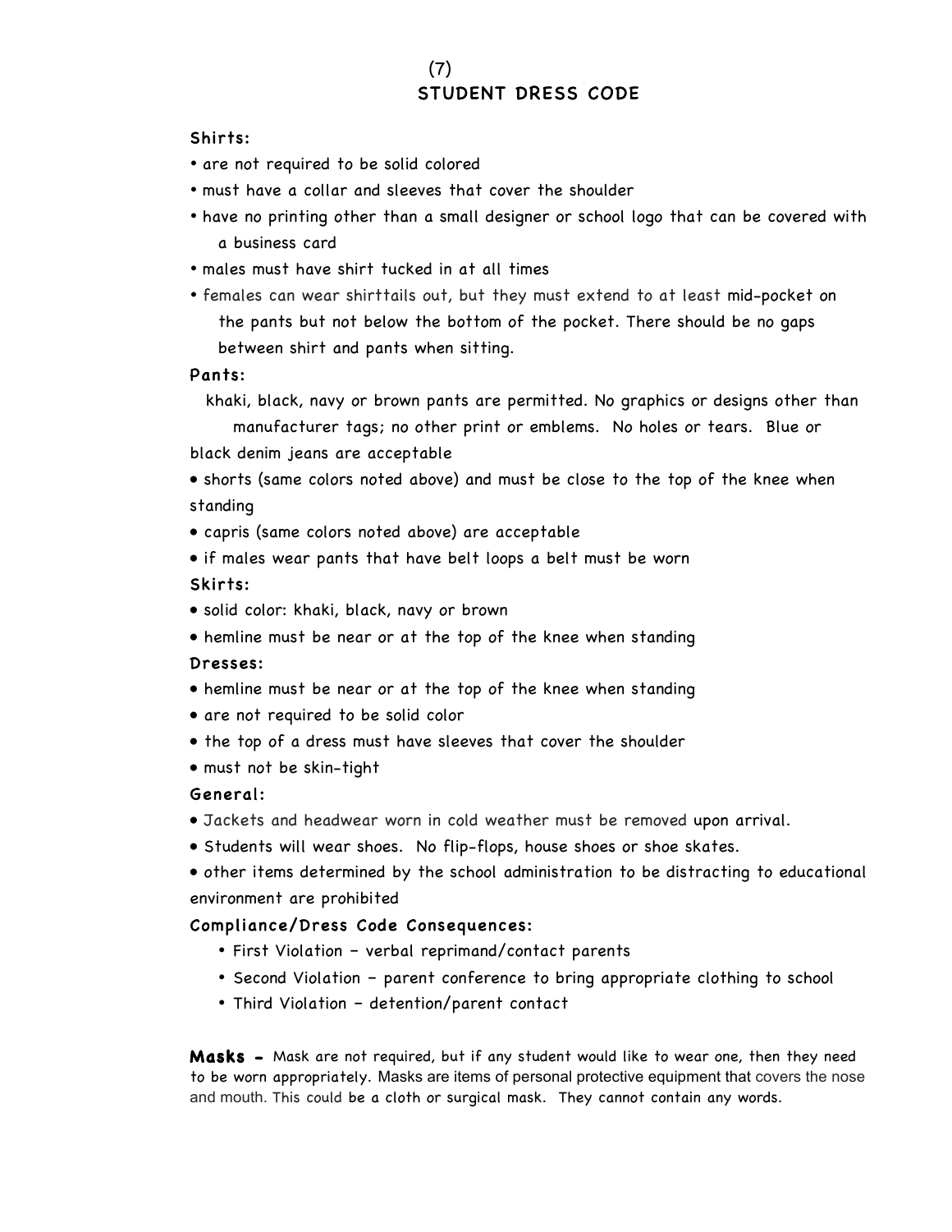(7)

## STUDENT DRESS CODE

### Shirts:

- are not required to be solid colored
- must have a collar and sleeves that cover the shoulder
- have no printing other than a small designer or school logo that can be covered with a business card
- males must have shirt tucked in at all times
- females can wear shirttails out, but they must extend to at least mid-pocket on the pants but not below the bottom of the pocket. There should be no gaps between shirt and pants when sitting.

### Pants:

khaki, black, navy or brown pants are permitted. No graphics or designs other than manufacturer tags; no other print or emblems. No holes or tears. Blue or black denim jeans are acceptable

- shorts (same colors noted above) and must be close to the top of the knee when standing
- capris (same colors noted above) are acceptable
- if males wear pants that have belt loops a belt must be worn

### Skirts:

- solid color: khaki, black, navy or brown
- hemline must be near or at the top of the knee when standing

### Dresses:

- hemline must be near or at the top of the knee when standing
- are not required to be solid color
- the top of a dress must have sleeves that cover the shoulder
- must not be skin-tight

### General:

- Jackets and headwear worn in cold weather must be removed upon arrival.
- Students will wear shoes. No flip-flops, house shoes or shoe skates.
- other items determined by the school administration to be distracting to educational environment are prohibited

### Compliance/Dress Code Consequences:

- First Violation – verbal reprimand/contact parents
- Second Violation – parent conference to bring appropriate clothing to school
- Third Violation – detention/parent contact

**Masks -** Mask are not required, but if any student would like to wear one, then they need to be worn appropriately. Masks are items of personal protective equipment that covers the nose and mouth. This could be a cloth or surgical mask. They cannot contain any words.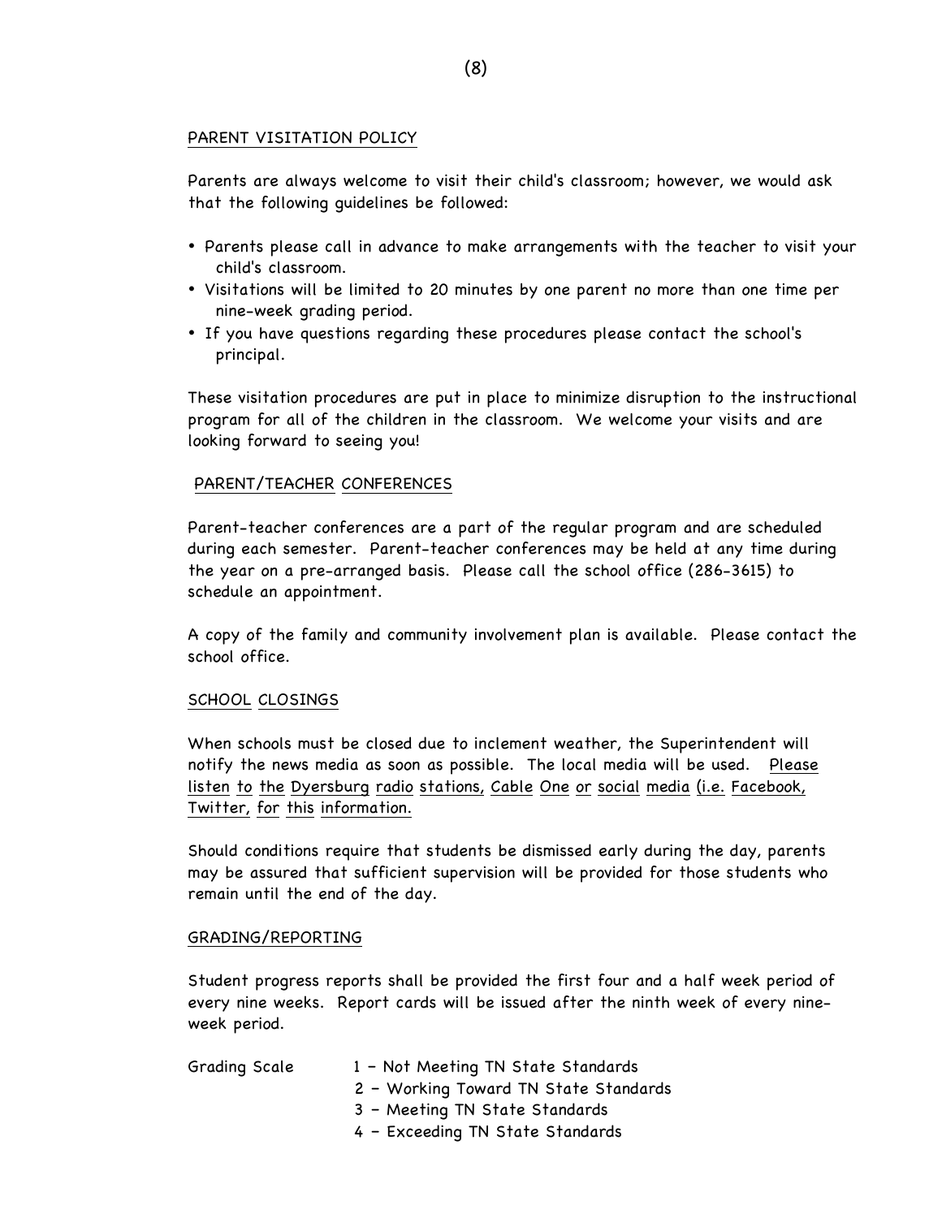## PARENT VISITATION POLICY

Parents are always welcome to visit their child's classroom; however, we would ask that the following guidelines be followed:

- Parents please call in advance to make arrangements with the teacher to visit your child's classroom.
- Visitations will be limited to 20 minutes by one parent no more than one time per nine-week grading period.
- If you have questions regarding these procedures please contact the school's principal.

These visitation procedures are put in place to minimize disruption to the instructional program for all of the children in the classroom. We welcome your visits and are looking forward to seeing you!

## PARENT/TEACHER CONFERENCES

Parent-teacher conferences are a part of the regular program and are scheduled during each semester. Parent-teacher conferences may be held at any time during the year on a pre-arranged basis. Please call the school office (286-3615) to schedule an appointment.

A copy of the family and community involvement plan is available. Please contact the school office.

## SCHOOL CLOSINGS

When schools must be closed due to inclement weather, the Superintendent will notify the news media as soon as possible. The local media will be used. Please listen to the Dyersburg radio stations, Cable One or social media (i.e. Facebook, Twitter, for this information.

Should conditions require that students be dismissed early during the day, parents may be assured that sufficient supervision will be provided for those students who remain until the end of the day.

## GRADING/REPORTING

Student progress reports shall be provided the first four and a half week period of every nine weeks. Report cards will be issued after the ninth week of every nine-week period.

Grading Scale

- 1 – Not Meeting TN State Standards
- 2 – Working Toward TN State Standards
- 3 – Meeting TN State Standards
- 4 – Exceeding TN State Standards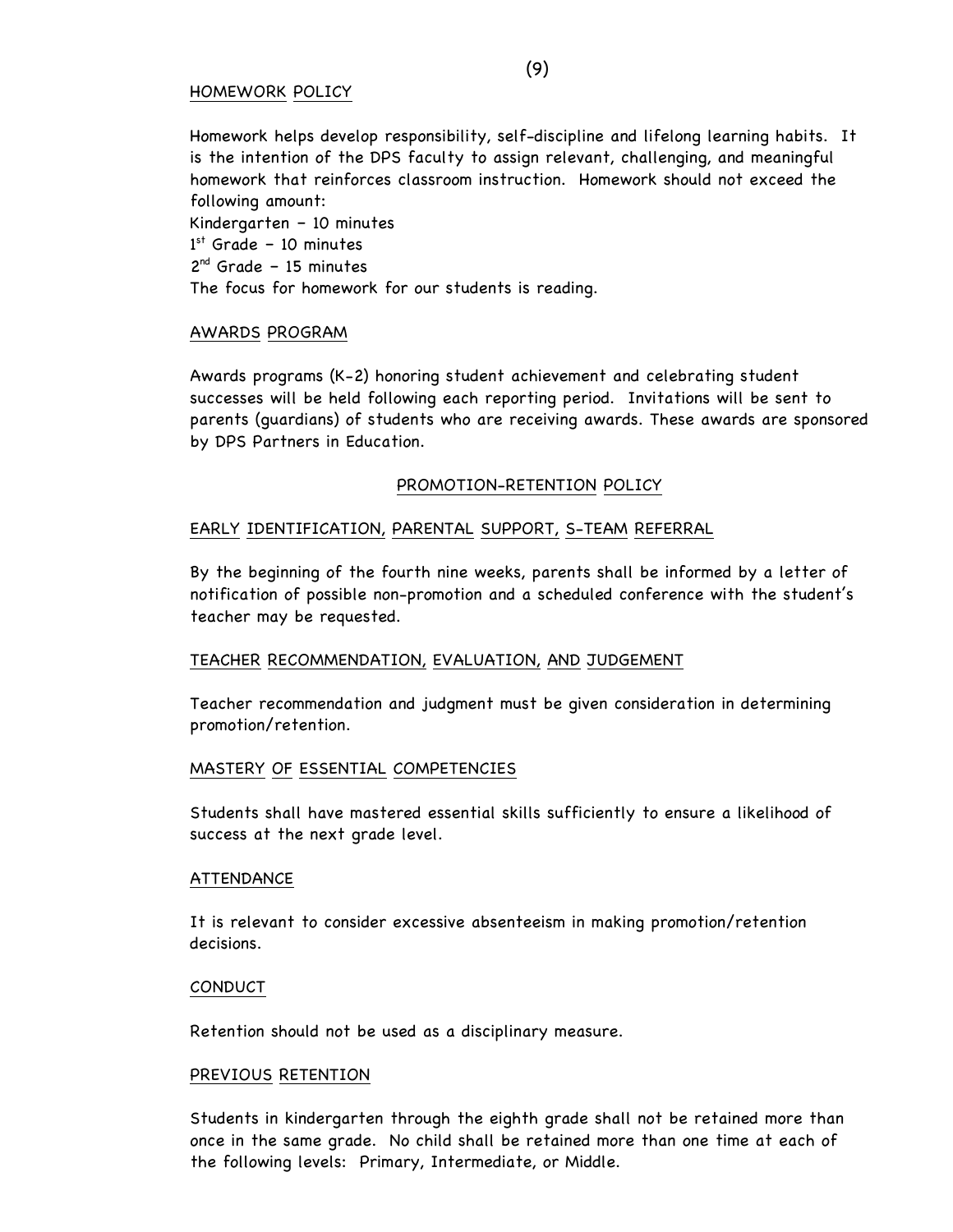## HOMEWORK POLICY

Homework helps develop responsibility, self-discipline and lifelong learning habits. It is the intention of the DPS faculty to assign relevant, challenging, and meaningful homework that reinforces classroom instruction. Homework should not exceed the following amount:

Kindergarten – 10 minutes
1st Grade – 10 minutes
2nd Grade – 15 minutes
The focus for homework for our students is reading.

## AWARDS PROGRAM

Awards programs (K-2) honoring student achievement and celebrating student successes will be held following each reporting period. Invitations will be sent to parents (guardians) of students who are receiving awards. These awards are sponsored by DPS Partners in Education.

## PROMOTION-RETENTION POLICY

### EARLY IDENTIFICATION, PARENTAL SUPPORT, S-TEAM REFERRAL

By the beginning of the fourth nine weeks, parents shall be informed by a letter of notification of possible non-promotion and a scheduled conference with the student's teacher may be requested.

### TEACHER RECOMMENDATION, EVALUATION, AND JUDGEMENT

Teacher recommendation and judgment must be given consideration in determining promotion/retention.

### MASTERY OF ESSENTIAL COMPETENCIES

Students shall have mastered essential skills sufficiently to ensure a likelihood of success at the next grade level.

### ATTENDANCE

It is relevant to consider excessive absenteeism in making promotion/retention decisions.

### CONDUCT

Retention should not be used as a disciplinary measure.

### PREVIOUS RETENTION

Students in kindergarten through the eighth grade shall not be retained more than once in the same grade. No child shall be retained more than one time at each of the following levels: Primary, Intermediate, or Middle.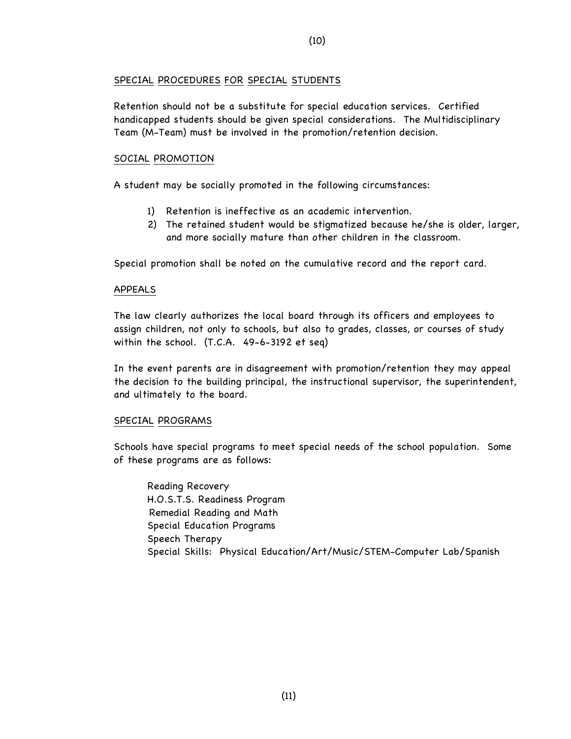## SPECIAL PROCEDURES FOR SPECIAL STUDENTS

Retention should not be a substitute for special education services. Certified handicapped students should be given special considerations. The Multidisciplinary Team (M-Team) must be involved in the promotion/retention decision.

## SOCIAL PROMOTION

A student may be socially promoted in the following circumstances:

1) Retention is ineffective as an academic intervention.
2) The retained student would be stigmatized because he/she is older, larger, and more socially mature than other children in the classroom.

Special promotion shall be noted on the cumulative record and the report card.

## APPEALS

The law clearly authorizes the local board through its officers and employees to assign children, not only to schools, but also to grades, classes, or courses of study within the school. (T.C.A. 49-6-3192 et seq)

In the event parents are in disagreement with promotion/retention they may appeal the decision to the building principal, the instructional supervisor, the superintendent, and ultimately to the board.

## SPECIAL PROGRAMS

Schools have special programs to meet special needs of the school population. Some of these programs are as follows:

- Reading Recovery
- H.O.S.T.S. Readiness Program
- Remedial Reading and Math
- Special Education Programs
- Speech Therapy
- Special Skills: Physical Education/Art/Music/STEM-Computer Lab/Spanish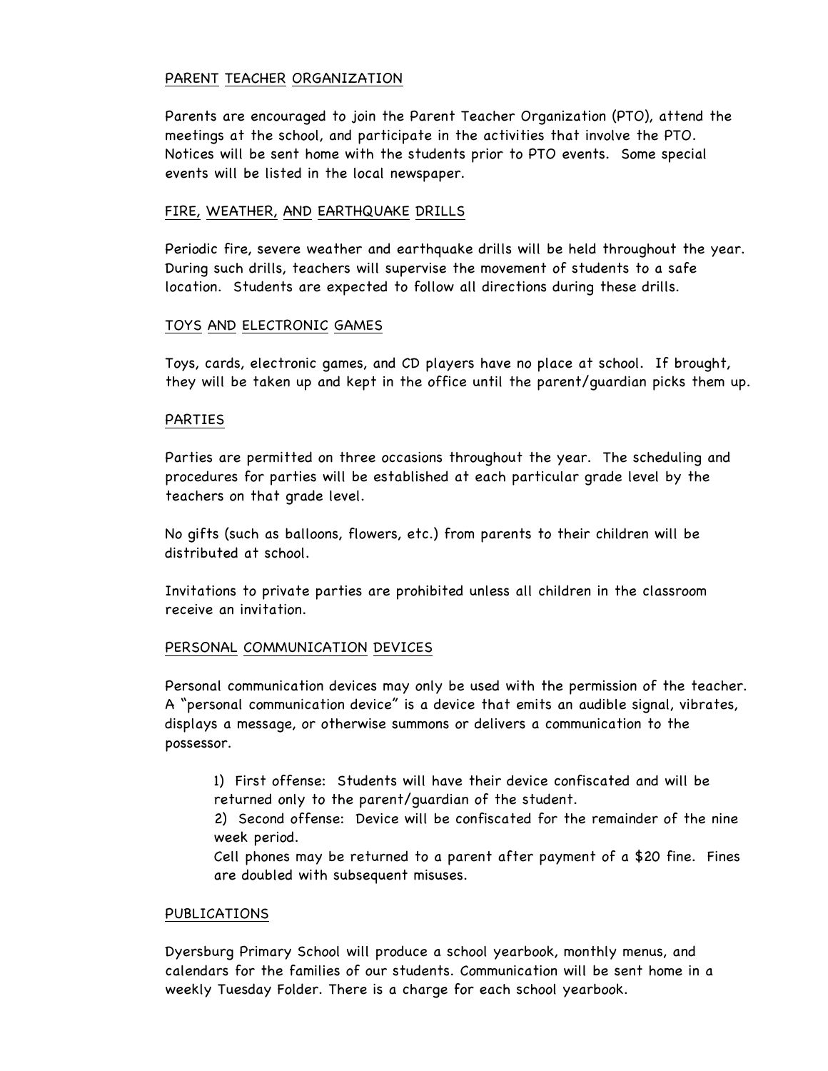## PARENT TEACHER ORGANIZATION

Parents are encouraged to join the Parent Teacher Organization (PTO), attend the meetings at the school, and participate in the activities that involve the PTO. Notices will be sent home with the students prior to PTO events. Some special events will be listed in the local newspaper.

## FIRE, WEATHER, AND EARTHQUAKE DRILLS

Periodic fire, severe weather and earthquake drills will be held throughout the year. During such drills, teachers will supervise the movement of students to a safe location. Students are expected to follow all directions during these drills.

## TOYS AND ELECTRONIC GAMES

Toys, cards, electronic games, and CD players have no place at school. If brought, they will be taken up and kept in the office until the parent/guardian picks them up.

## PARTIES

Parties are permitted on three occasions throughout the year. The scheduling and procedures for parties will be established at each particular grade level by the teachers on that grade level.

No gifts (such as balloons, flowers, etc.) from parents to their children will be distributed at school.

Invitations to private parties are prohibited unless all children in the classroom receive an invitation.

## PERSONAL COMMUNICATION DEVICES

Personal communication devices may only be used with the permission of the teacher. A "personal communication device" is a device that emits an audible signal, vibrates, displays a message, or otherwise summons or delivers a communication to the possessor.

1) First offense: Students will have their device confiscated and will be returned only to the parent/guardian of the student.
2) Second offense: Device will be confiscated for the remainder of the nine week period.

Cell phones may be returned to a parent after payment of a $20 fine. Fines are doubled with subsequent misuses.

## PUBLICATIONS

Dyersburg Primary School will produce a school yearbook, monthly menus, and calendars for the families of our students. Communication will be sent home in a weekly Tuesday Folder. There is a charge for each school yearbook.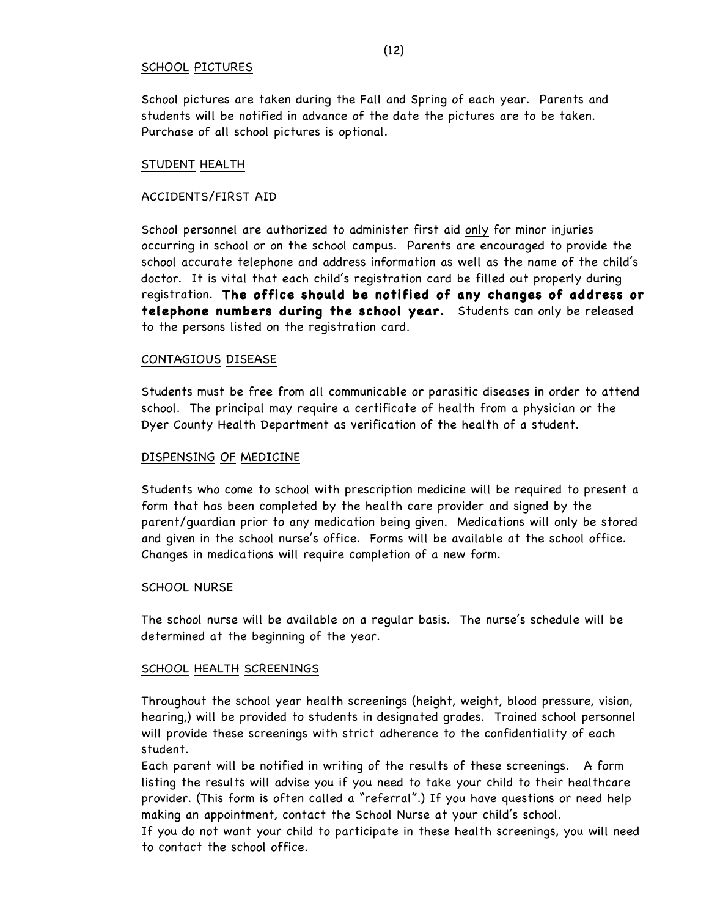## SCHOOL PICTURES

School pictures are taken during the Fall and Spring of each year. Parents and students will be notified in advance of the date the pictures are to be taken. Purchase of all school pictures is optional.

## STUDENT HEALTH

### ACCIDENTS/FIRST AID

School personnel are authorized to administer first aid only for minor injuries occurring in school or on the school campus. Parents are encouraged to provide the school accurate telephone and address information as well as the name of the child's doctor. It is vital that each child's registration card be filled out properly during registration. **The office should be notified of any changes of address or telephone numbers during the school year.** Students can only be released to the persons listed on the registration card.

### CONTAGIOUS DISEASE

Students must be free from all communicable or parasitic diseases in order to attend school. The principal may require a certificate of health from a physician or the Dyer County Health Department as verification of the health of a student.

### DISPENSING OF MEDICINE

Students who come to school with prescription medicine will be required to present a form that has been completed by the health care provider and signed by the parent/guardian prior to any medication being given. Medications will only be stored and given in the school nurse's office. Forms will be available at the school office. Changes in medications will require completion of a new form.

### SCHOOL NURSE

The school nurse will be available on a regular basis. The nurse's schedule will be determined at the beginning of the year.

### SCHOOL HEALTH SCREENINGS

Throughout the school year health screenings (height, weight, blood pressure, vision, hearing,) will be provided to students in designated grades. Trained school personnel will provide these screenings with strict adherence to the confidentiality of each student.

Each parent will be notified in writing of the results of these screenings. A form listing the results will advise you if you need to take your child to their healthcare provider. (This form is often called a "referral".) If you have questions or need help making an appointment, contact the School Nurse at your child's school.

If you do not want your child to participate in these health screenings, you will need to contact the school office.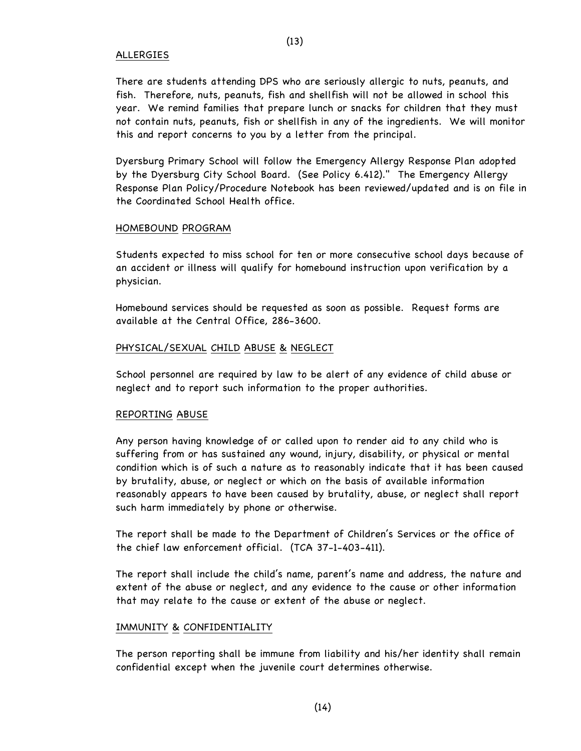## ALLERGIES

There are students attending DPS who are seriously allergic to nuts, peanuts, and fish. Therefore, nuts, peanuts, fish and shellfish will not be allowed in school this year. We remind families that prepare lunch or snacks for children that they must not contain nuts, peanuts, fish or shellfish in any of the ingredients. We will monitor this and report concerns to you by a letter from the principal.

Dyersburg Primary School will follow the Emergency Allergy Response Plan adopted by the Dyersburg City School Board. (See Policy 6.412)." The Emergency Allergy Response Plan Policy/Procedure Notebook has been reviewed/updated and is on file in the Coordinated School Health office.

## HOMEBOUND PROGRAM

Students expected to miss school for ten or more consecutive school days because of an accident or illness will qualify for homebound instruction upon verification by a physician.

Homebound services should be requested as soon as possible. Request forms are available at the Central Office, 286-3600.

## PHYSICAL/SEXUAL CHILD ABUSE & NEGLECT

School personnel are required by law to be alert of any evidence of child abuse or neglect and to report such information to the proper authorities.

## REPORTING ABUSE

Any person having knowledge of or called upon to render aid to any child who is suffering from or has sustained any wound, injury, disability, or physical or mental condition which is of such a nature as to reasonably indicate that it has been caused by brutality, abuse, or neglect or which on the basis of available information reasonably appears to have been caused by brutality, abuse, or neglect shall report such harm immediately by phone or otherwise.

The report shall be made to the Department of Children's Services or the office of the chief law enforcement official. (TCA 37-1-403-411).

The report shall include the child's name, parent's name and address, the nature and extent of the abuse or neglect, and any evidence to the cause or other information that may relate to the cause or extent of the abuse or neglect.

## IMMUNITY & CONFIDENTIALITY

The person reporting shall be immune from liability and his/her identity shall remain confidential except when the juvenile court determines otherwise.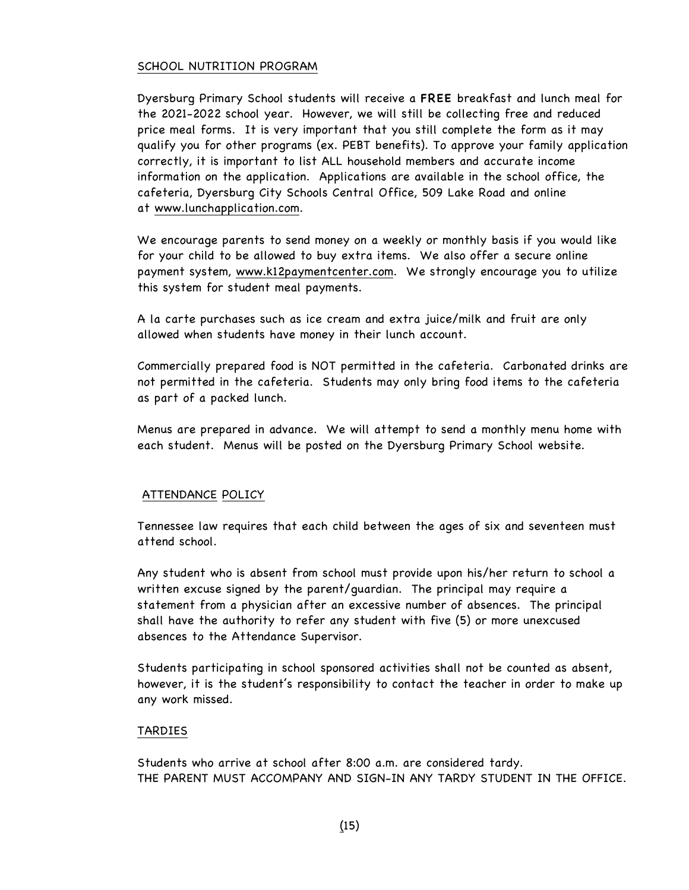## SCHOOL NUTRITION PROGRAM

Dyersburg Primary School students will receive a **FREE** breakfast and lunch meal for the 2021-2022 school year. However, we will still be collecting free and reduced price meal forms. It is very important that you still complete the form as it may qualify you for other programs (ex. PEBT benefits). To approve your family application correctly, it is important to list ALL household members and accurate income information on the application. Applications are available in the school office, the cafeteria, Dyersburg City Schools Central Office, 509 Lake Road and online at www.lunchapplication.com.

We encourage parents to send money on a weekly or monthly basis if you would like for your child to be allowed to buy extra items. We also offer a secure online payment system, www.k12paymentcenter.com. We strongly encourage you to utilize this system for student meal payments.

A la carte purchases such as ice cream and extra juice/milk and fruit are only allowed when students have money in their lunch account.

Commercially prepared food is NOT permitted in the cafeteria. Carbonated drinks are not permitted in the cafeteria. Students may only bring food items to the cafeteria as part of a packed lunch.

Menus are prepared in advance. We will attempt to send a monthly menu home with each student. Menus will be posted on the Dyersburg Primary School website.

## ATTENDANCE POLICY

Tennessee law requires that each child between the ages of six and seventeen must attend school.

Any student who is absent from school must provide upon his/her return to school a written excuse signed by the parent/guardian. The principal may require a statement from a physician after an excessive number of absences. The principal shall have the authority to refer any student with five (5) or more unexcused absences to the Attendance Supervisor.

Students participating in school sponsored activities shall not be counted as absent, however, it is the student's responsibility to contact the teacher in order to make up any work missed.

## TARDIES

Students who arrive at school after 8:00 a.m. are considered tardy.
THE PARENT MUST ACCOMPANY AND SIGN-IN ANY TARDY STUDENT IN THE OFFICE.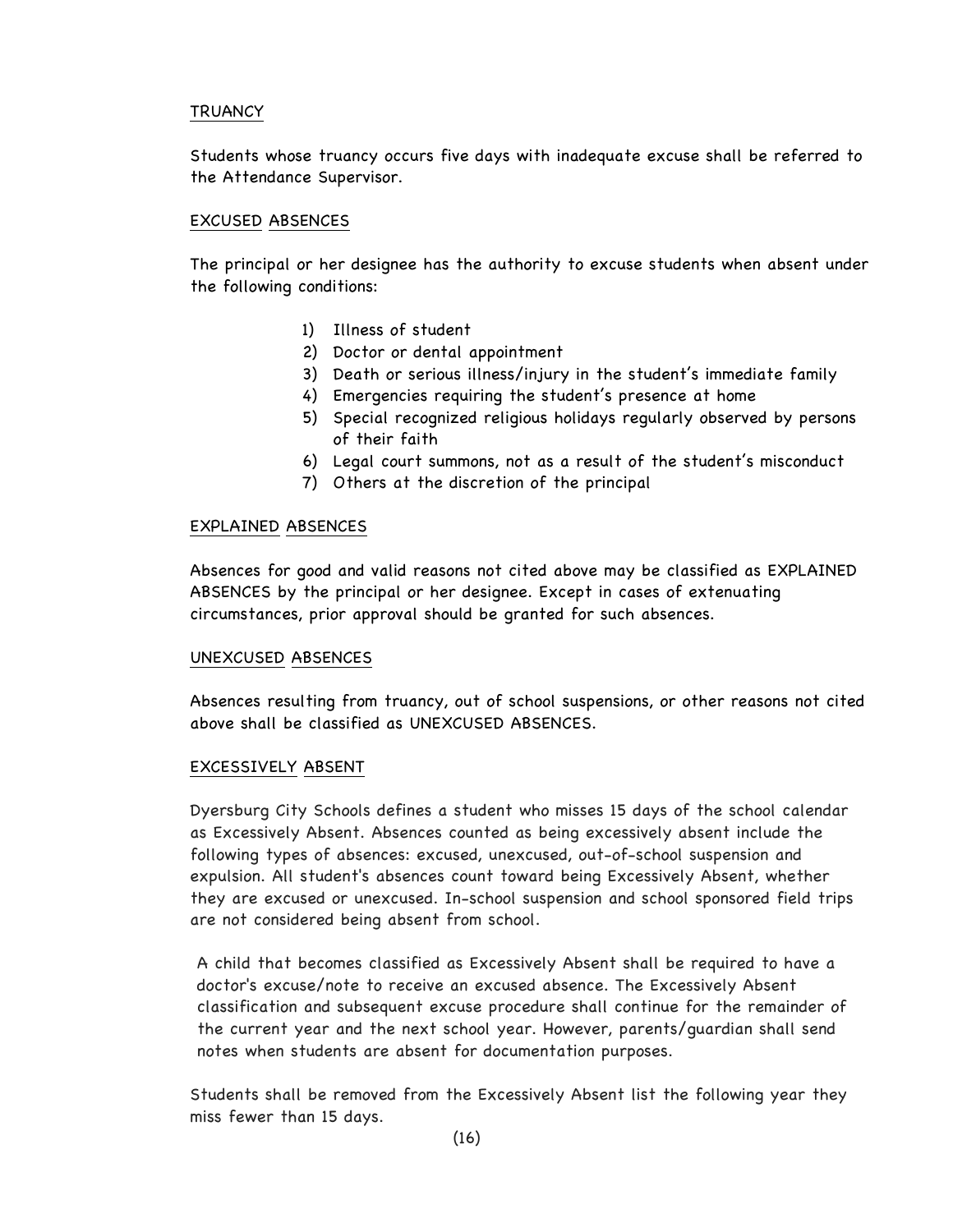## TRUANCY

Students whose truancy occurs five days with inadequate excuse shall be referred to the Attendance Supervisor.

## EXCUSED ABSENCES

The principal or her designee has the authority to excuse students when absent under the following conditions:

1) Illness of student
2) Doctor or dental appointment
3) Death or serious illness/injury in the student's immediate family
4) Emergencies requiring the student's presence at home
5) Special recognized religious holidays regularly observed by persons of their faith
6) Legal court summons, not as a result of the student's misconduct
7) Others at the discretion of the principal

## EXPLAINED ABSENCES

Absences for good and valid reasons not cited above may be classified as EXPLAINED ABSENCES by the principal or her designee. Except in cases of extenuating circumstances, prior approval should be granted for such absences.

## UNEXCUSED ABSENCES

Absences resulting from truancy, out of school suspensions, or other reasons not cited above shall be classified as UNEXCUSED ABSENCES.

## EXCESSIVELY ABSENT

Dyersburg City Schools defines a student who misses 15 days of the school calendar as Excessively Absent. Absences counted as being excessively absent include the following types of absences: excused, unexcused, out-of-school suspension and expulsion. All student's absences count toward being Excessively Absent, whether they are excused or unexcused. In-school suspension and school sponsored field trips are not considered being absent from school.

A child that becomes classified as Excessively Absent shall be required to have a doctor's excuse/note to receive an excused absence. The Excessively Absent classification and subsequent excuse procedure shall continue for the remainder of the current year and the next school year. However, parents/guardian shall send notes when students are absent for documentation purposes.

Students shall be removed from the Excessively Absent list the following year they miss fewer than 15 days.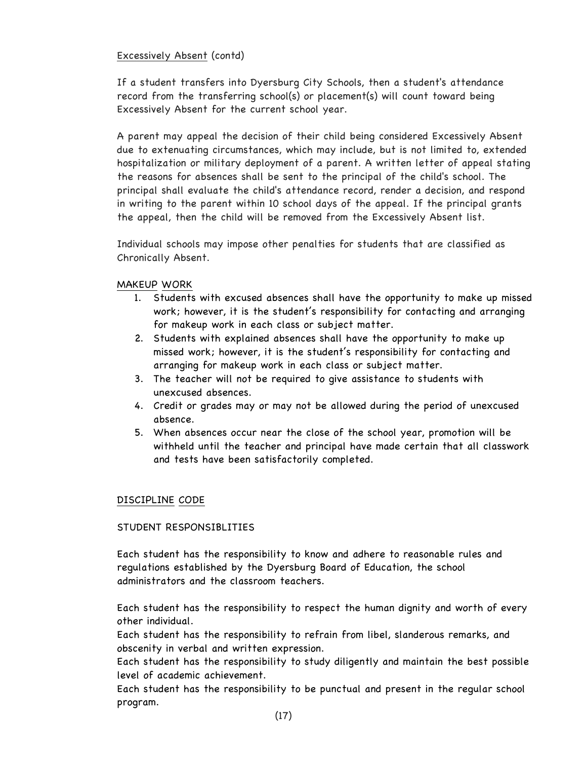Excessively Absent (contd)

If a student transfers into Dyersburg City Schools, then a student's attendance record from the transferring school(s) or placement(s) will count toward being Excessively Absent for the current school year.

A parent may appeal the decision of their child being considered Excessively Absent due to extenuating circumstances, which may include, but is not limited to, extended hospitalization or military deployment of a parent. A written letter of appeal stating the reasons for absences shall be sent to the principal of the child's school. The principal shall evaluate the child's attendance record, render a decision, and respond in writing to the parent within 10 school days of the appeal. If the principal grants the appeal, then the child will be removed from the Excessively Absent list.

Individual schools may impose other penalties for students that are classified as Chronically Absent.

## MAKEUP WORK

1. Students with excused absences shall have the opportunity to make up missed work; however, it is the student's responsibility for contacting and arranging for makeup work in each class or subject matter.
2. Students with explained absences shall have the opportunity to make up missed work; however, it is the student's responsibility for contacting and arranging for makeup work in each class or subject matter.
3. The teacher will not be required to give assistance to students with unexcused absences.
4. Credit or grades may or may not be allowed during the period of unexcused absence.
5. When absences occur near the close of the school year, promotion will be withheld until the teacher and principal have made certain that all classwork and tests have been satisfactorily completed.

## DISCIPLINE CODE

### STUDENT RESPONSIBLITIES

Each student has the responsibility to know and adhere to reasonable rules and regulations established by the Dyersburg Board of Education, the school administrators and the classroom teachers.

Each student has the responsibility to respect the human dignity and worth of every other individual.

Each student has the responsibility to refrain from libel, slanderous remarks, and obscenity in verbal and written expression.

Each student has the responsibility to study diligently and maintain the best possible level of academic achievement.

Each student has the responsibility to be punctual and present in the regular school program.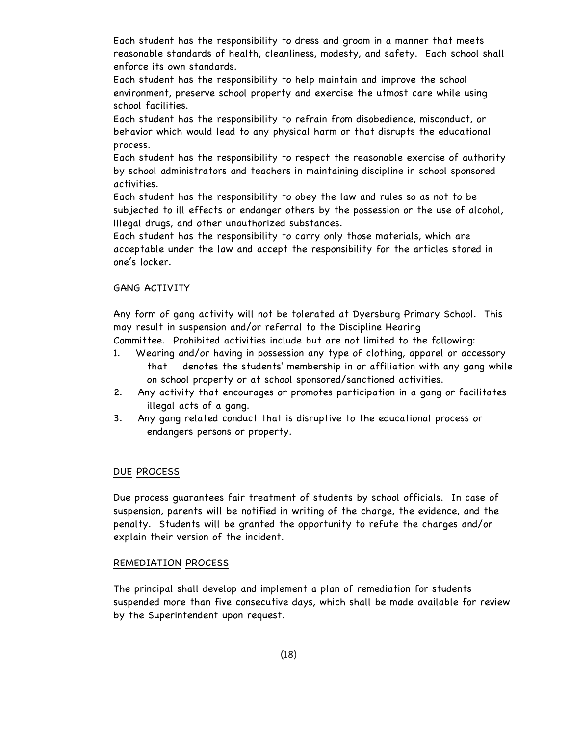Each student has the responsibility to dress and groom in a manner that meets reasonable standards of health, cleanliness, modesty, and safety. Each school shall enforce its own standards.

Each student has the responsibility to help maintain and improve the school environment, preserve school property and exercise the utmost care while using school facilities.

Each student has the responsibility to refrain from disobedience, misconduct, or behavior which would lead to any physical harm or that disrupts the educational process.

Each student has the responsibility to respect the reasonable exercise of authority by school administrators and teachers in maintaining discipline in school sponsored activities.

Each student has the responsibility to obey the law and rules so as not to be subjected to ill effects or endanger others by the possession or the use of alcohol, illegal drugs, and other unauthorized substances.

Each student has the responsibility to carry only those materials, which are acceptable under the law and accept the responsibility for the articles stored in one's locker.

## GANG ACTIVITY

Any form of gang activity will not be tolerated at Dyersburg Primary School. This may result in suspension and/or referral to the Discipline Hearing Committee. Prohibited activities include but are not limited to the following:

1. Wearing and/or having in possession any type of clothing, apparel or accessory that denotes the students' membership in or affiliation with any gang while on school property or at school sponsored/sanctioned activities.
2. Any activity that encourages or promotes participation in a gang or facilitates illegal acts of a gang.
3. Any gang related conduct that is disruptive to the educational process or endangers persons or property.

## DUE PROCESS

Due process guarantees fair treatment of students by school officials. In case of suspension, parents will be notified in writing of the charge, the evidence, and the penalty. Students will be granted the opportunity to refute the charges and/or explain their version of the incident.

## REMEDIATION PROCESS

The principal shall develop and implement a plan of remediation for students suspended more than five consecutive days, which shall be made available for review by the Superintendent upon request.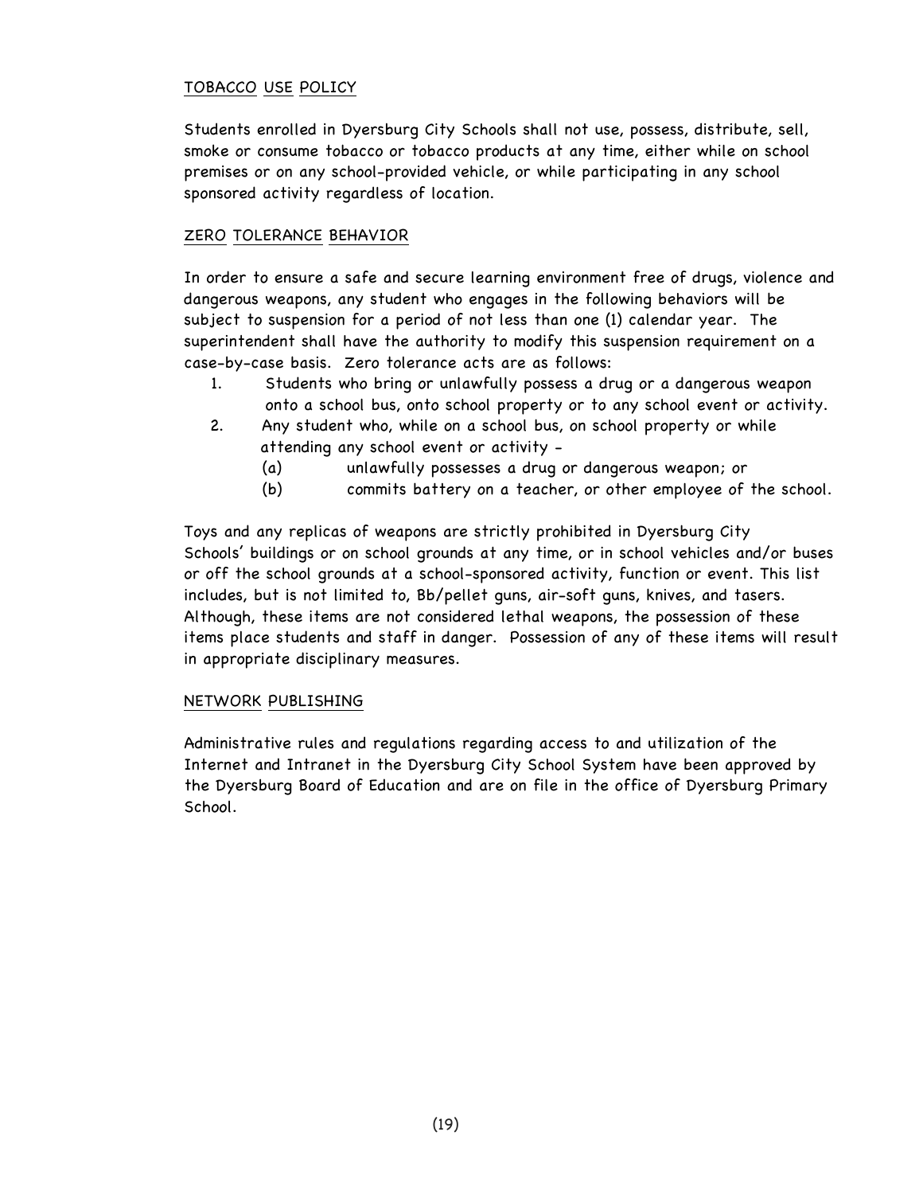## TOBACCO USE POLICY

Students enrolled in Dyersburg City Schools shall not use, possess, distribute, sell, smoke or consume tobacco or tobacco products at any time, either while on school premises or on any school-provided vehicle, or while participating in any school sponsored activity regardless of location.

## ZERO TOLERANCE BEHAVIOR

In order to ensure a safe and secure learning environment free of drugs, violence and dangerous weapons, any student who engages in the following behaviors will be subject to suspension for a period of not less than one (1) calendar year. The superintendent shall have the authority to modify this suspension requirement on a case-by-case basis. Zero tolerance acts are as follows:

1. Students who bring or unlawfully possess a drug or a dangerous weapon onto a school bus, onto school property or to any school event or activity.
2. Any student who, while on a school bus, on school property or while attending any school event or activity -
   - (a) unlawfully possesses a drug or dangerous weapon; or
   - (b) commits battery on a teacher, or other employee of the school.

Toys and any replicas of weapons are strictly prohibited in Dyersburg City Schools' buildings or on school grounds at any time, or in school vehicles and/or buses or off the school grounds at a school-sponsored activity, function or event. This list includes, but is not limited to, Bb/pellet guns, air-soft guns, knives, and tasers. Although, these items are not considered lethal weapons, the possession of these items place students and staff in danger. Possession of any of these items will result in appropriate disciplinary measures.

## NETWORK PUBLISHING

Administrative rules and regulations regarding access to and utilization of the Internet and Intranet in the Dyersburg City School System have been approved by the Dyersburg Board of Education and are on file in the office of Dyersburg Primary School.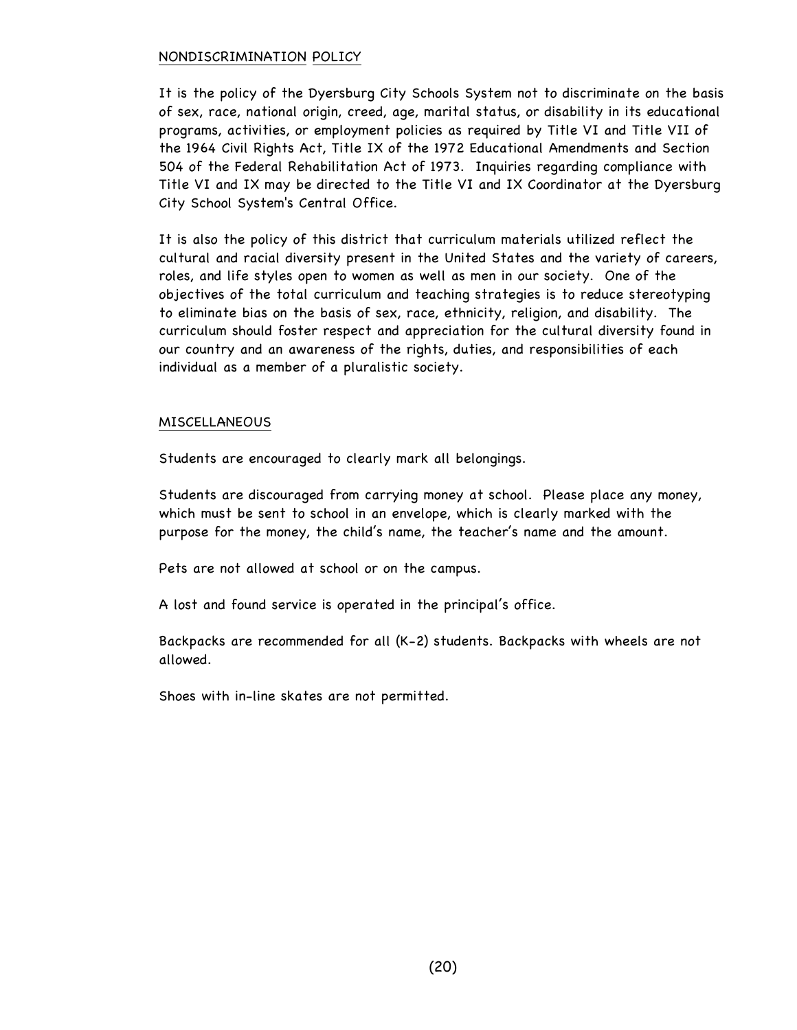## NONDISCRIMINATION POLICY

It is the policy of the Dyersburg City Schools System not to discriminate on the basis of sex, race, national origin, creed, age, marital status, or disability in its educational programs, activities, or employment policies as required by Title VI and Title VII of the 1964 Civil Rights Act, Title IX of the 1972 Educational Amendments and Section 504 of the Federal Rehabilitation Act of 1973. Inquiries regarding compliance with Title VI and IX may be directed to the Title VI and IX Coordinator at the Dyersburg City School System's Central Office.

It is also the policy of this district that curriculum materials utilized reflect the cultural and racial diversity present in the United States and the variety of careers, roles, and life styles open to women as well as men in our society. One of the objectives of the total curriculum and teaching strategies is to reduce stereotyping to eliminate bias on the basis of sex, race, ethnicity, religion, and disability. The curriculum should foster respect and appreciation for the cultural diversity found in our country and an awareness of the rights, duties, and responsibilities of each individual as a member of a pluralistic society.

## MISCELLANEOUS

Students are encouraged to clearly mark all belongings.

Students are discouraged from carrying money at school. Please place any money, which must be sent to school in an envelope, which is clearly marked with the purpose for the money, the child's name, the teacher's name and the amount.

Pets are not allowed at school or on the campus.

A lost and found service is operated in the principal's office.

Backpacks are recommended for all (K-2) students. Backpacks with wheels are not allowed.

Shoes with in-line skates are not permitted.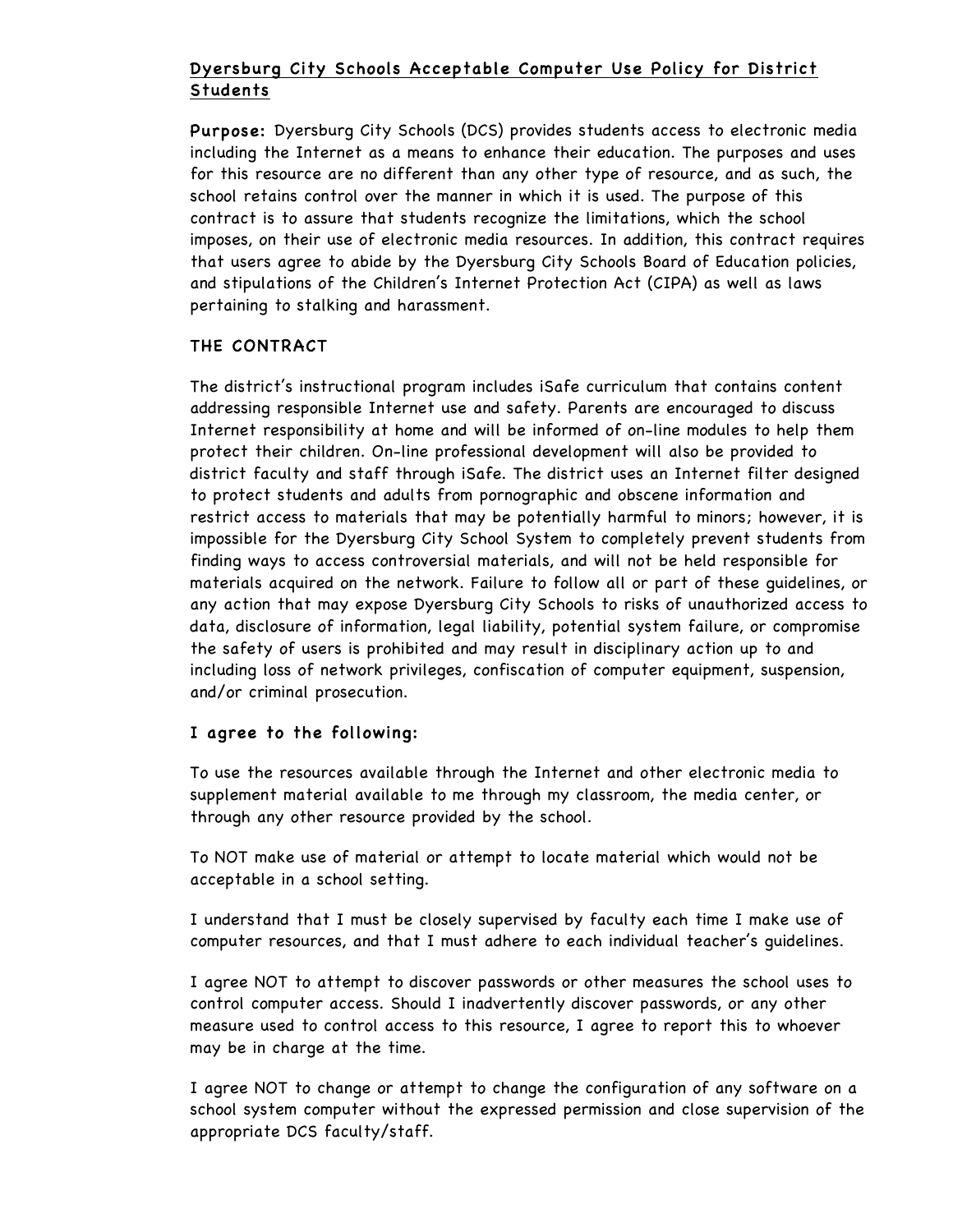## Dyersburg City Schools Acceptable Computer Use Policy for District Students

**Purpose:** Dyersburg City Schools (DCS) provides students access to electronic media including the Internet as a means to enhance their education. The purposes and uses for this resource are no different than any other type of resource, and as such, the school retains control over the manner in which it is used. The purpose of this contract is to assure that students recognize the limitations, which the school imposes, on their use of electronic media resources. In addition, this contract requires that users agree to abide by the Dyersburg City Schools Board of Education policies, and stipulations of the Children's Internet Protection Act (CIPA) as well as laws pertaining to stalking and harassment.

### THE CONTRACT

The district's instructional program includes iSafe curriculum that contains content addressing responsible Internet use and safety. Parents are encouraged to discuss Internet responsibility at home and will be informed of on-line modules to help them protect their children. On-line professional development will also be provided to district faculty and staff through iSafe. The district uses an Internet filter designed to protect students and adults from pornographic and obscene information and restrict access to materials that may be potentially harmful to minors; however, it is impossible for the Dyersburg City School System to completely prevent students from finding ways to access controversial materials, and will not be held responsible for materials acquired on the network. Failure to follow all or part of these guidelines, or any action that may expose Dyersburg City Schools to risks of unauthorized access to data, disclosure of information, legal liability, potential system failure, or compromise the safety of users is prohibited and may result in disciplinary action up to and including loss of network privileges, confiscation of computer equipment, suspension, and/or criminal prosecution.

### I agree to the following:

To use the resources available through the Internet and other electronic media to supplement material available to me through my classroom, the media center, or through any other resource provided by the school.

To NOT make use of material or attempt to locate material which would not be acceptable in a school setting.

I understand that I must be closely supervised by faculty each time I make use of computer resources, and that I must adhere to each individual teacher's guidelines.

I agree NOT to attempt to discover passwords or other measures the school uses to control computer access. Should I inadvertently discover passwords, or any other measure used to control access to this resource, I agree to report this to whoever may be in charge at the time.

I agree NOT to change or attempt to change the configuration of any software on a school system computer without the expressed permission and close supervision of the appropriate DCS faculty/staff.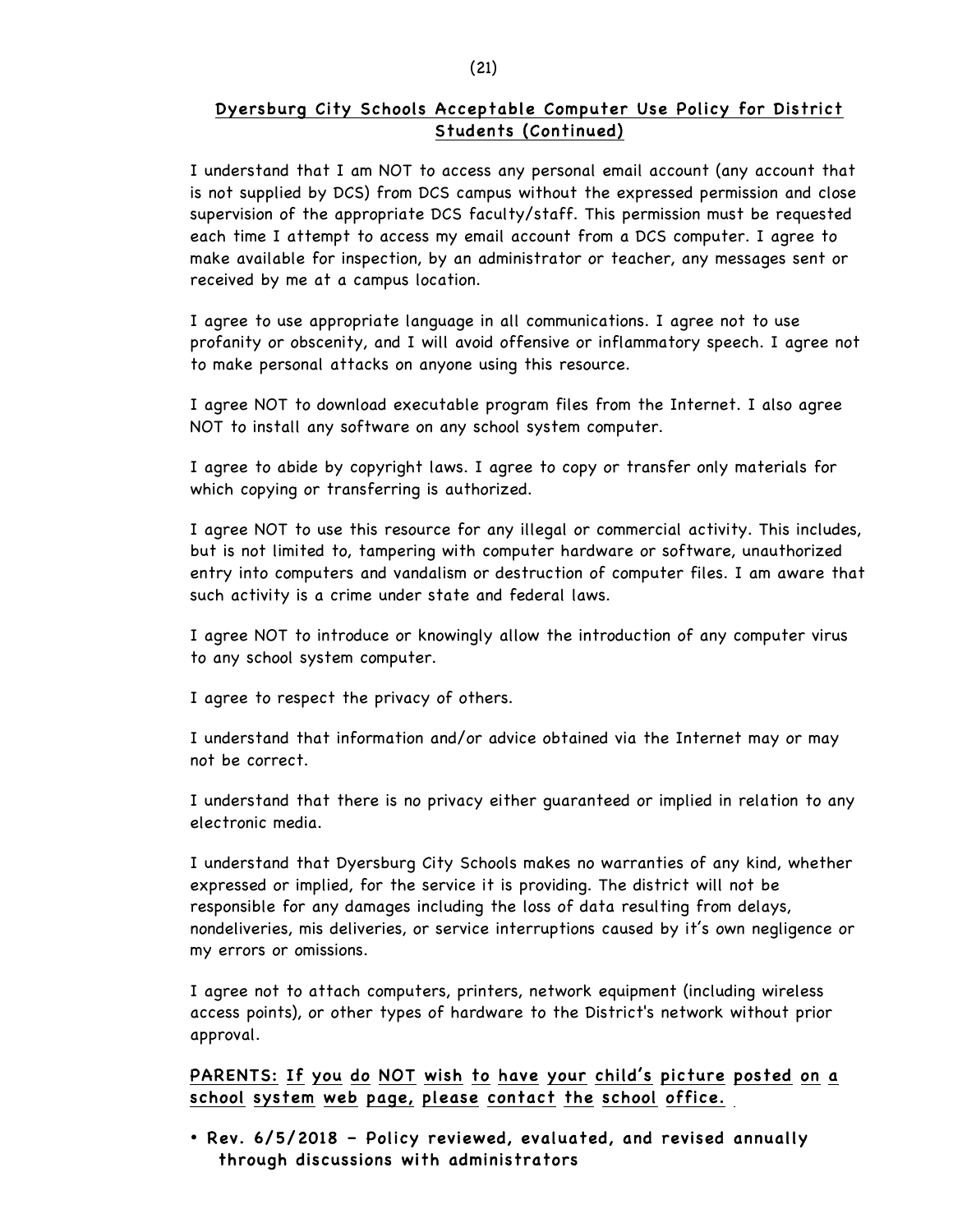## Dyersburg City Schools Acceptable Computer Use Policy for District Students (Continued)

I understand that I am NOT to access any personal email account (any account that is not supplied by DCS) from DCS campus without the expressed permission and close supervision of the appropriate DCS faculty/staff. This permission must be requested each time I attempt to access my email account from a DCS computer. I agree to make available for inspection, by an administrator or teacher, any messages sent or received by me at a campus location.

I agree to use appropriate language in all communications. I agree not to use profanity or obscenity, and I will avoid offensive or inflammatory speech. I agree not to make personal attacks on anyone using this resource.

I agree NOT to download executable program files from the Internet. I also agree NOT to install any software on any school system computer.

I agree to abide by copyright laws. I agree to copy or transfer only materials for which copying or transferring is authorized.

I agree NOT to use this resource for any illegal or commercial activity. This includes, but is not limited to, tampering with computer hardware or software, unauthorized entry into computers and vandalism or destruction of computer files. I am aware that such activity is a crime under state and federal laws.

I agree NOT to introduce or knowingly allow the introduction of any computer virus to any school system computer.

I agree to respect the privacy of others.

I understand that information and/or advice obtained via the Internet may or may not be correct.

I understand that there is no privacy either guaranteed or implied in relation to any electronic media.

I understand that Dyersburg City Schools makes no warranties of any kind, whether expressed or implied, for the service it is providing. The district will not be responsible for any damages including the loss of data resulting from delays, nondeliveries, mis deliveries, or service interruptions caused by it's own negligence or my errors or omissions.

I agree not to attach computers, printers, network equipment (including wireless access points), or other types of hardware to the District's network without prior approval.

**PARENTS: If you do NOT wish to have your child's picture posted on a school system web page, please contact the school office.**

- **Rev. 6/5/2018 – Policy reviewed, evaluated, and revised annually through discussions with administrators**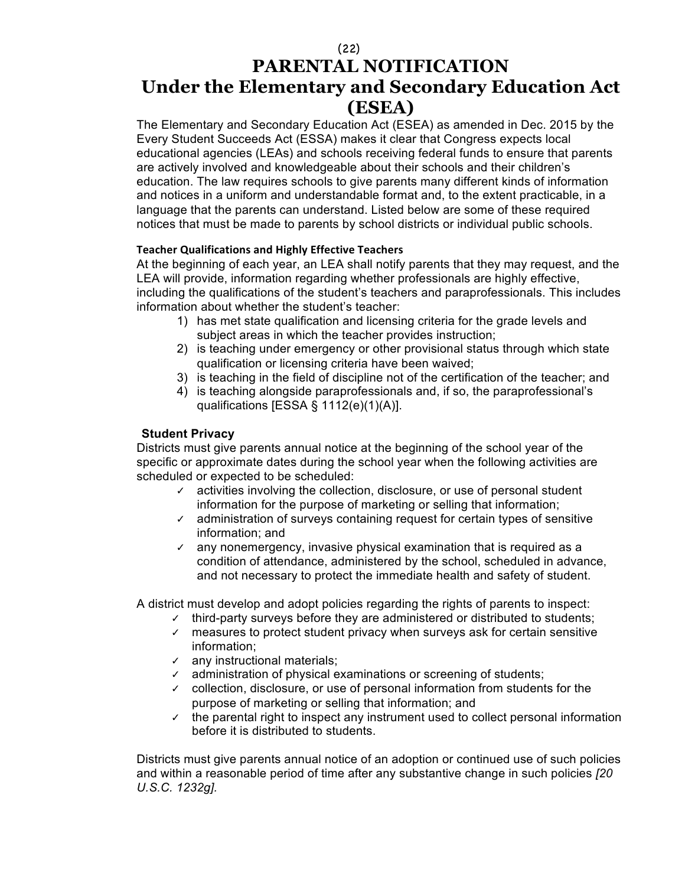# PARENTAL NOTIFICATION
# Under the Elementary and Secondary Education Act (ESEA)

The Elementary and Secondary Education Act (ESEA) as amended in Dec. 2015 by the Every Student Succeeds Act (ESSA) makes it clear that Congress expects local educational agencies (LEAs) and schools receiving federal funds to ensure that parents are actively involved and knowledgeable about their schools and their children's education. The law requires schools to give parents many different kinds of information and notices in a uniform and understandable format and, to the extent practicable, in a language that the parents can understand. Listed below are some of these required notices that must be made to parents by school districts or individual public schools.

**Teacher Qualifications and Highly Effective Teachers**

At the beginning of each year, an LEA shall notify parents that they may request, and the LEA will provide, information regarding whether professionals are highly effective, including the qualifications of the student's teachers and paraprofessionals. This includes information about whether the student's teacher:

1) has met state qualification and licensing criteria for the grade levels and subject areas in which the teacher provides instruction;
2) is teaching under emergency or other provisional status through which state qualification or licensing criteria have been waived;
3) is teaching in the field of discipline not of the certification of the teacher; and
4) is teaching alongside paraprofessionals and, if so, the paraprofessional's qualifications [ESSA § 1112(e)(1)(A)].

**Student Privacy**

Districts must give parents annual notice at the beginning of the school year of the specific or approximate dates during the school year when the following activities are scheduled or expected to be scheduled:

- ✓ activities involving the collection, disclosure, or use of personal student information for the purpose of marketing or selling that information;
- ✓ administration of surveys containing request for certain types of sensitive information; and
- ✓ any nonemergency, invasive physical examination that is required as a condition of attendance, administered by the school, scheduled in advance, and not necessary to protect the immediate health and safety of student.

A district must develop and adopt policies regarding the rights of parents to inspect:

- ✓ third-party surveys before they are administered or distributed to students;
- ✓ measures to protect student privacy when surveys ask for certain sensitive information;
- ✓ any instructional materials;
- ✓ administration of physical examinations or screening of students;
- ✓ collection, disclosure, or use of personal information from students for the purpose of marketing or selling that information; and
- ✓ the parental right to inspect any instrument used to collect personal information before it is distributed to students.

Districts must give parents annual notice of an adoption or continued use of such policies and within a reasonable period of time after any substantive change in such policies *[20 U.S.C. 1232g].*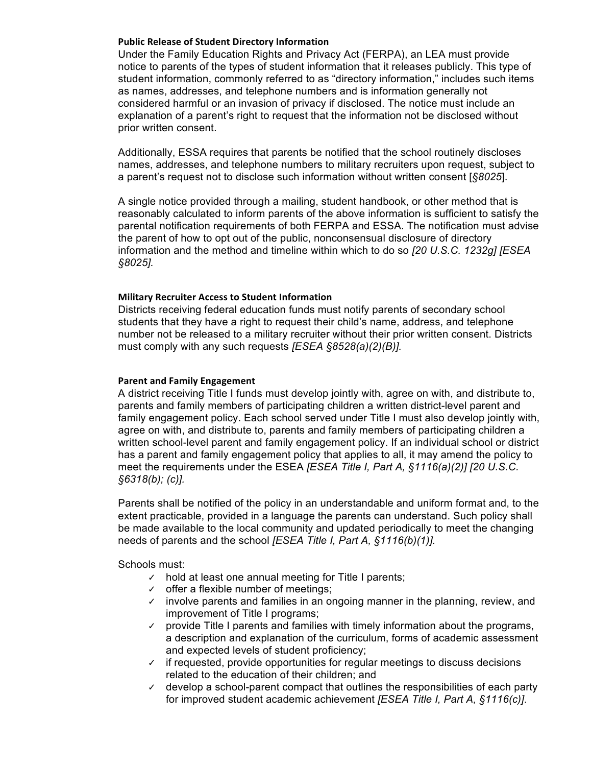### Public Release of Student Directory Information

Under the Family Education Rights and Privacy Act (FERPA), an LEA must provide notice to parents of the types of student information that it releases publicly. This type of student information, commonly referred to as "directory information," includes such items as names, addresses, and telephone numbers and is information generally not considered harmful or an invasion of privacy if disclosed. The notice must include an explanation of a parent's right to request that the information not be disclosed without prior written consent.

Additionally, ESSA requires that parents be notified that the school routinely discloses names, addresses, and telephone numbers to military recruiters upon request, subject to a parent's request not to disclose such information without written consent [*§8025*].

A single notice provided through a mailing, student handbook, or other method that is reasonably calculated to inform parents of the above information is sufficient to satisfy the parental notification requirements of both FERPA and ESSA. The notification must advise the parent of how to opt out of the public, nonconsensual disclosure of directory information and the method and timeline within which to do so *[20 U.S.C. 1232g] [ESEA §8025].*

### Military Recruiter Access to Student Information

Districts receiving federal education funds must notify parents of secondary school students that they have a right to request their child's name, address, and telephone number not be released to a military recruiter without their prior written consent. Districts must comply with any such requests *[ESEA §8528(a)(2)(B)].*

### Parent and Family Engagement

A district receiving Title I funds must develop jointly with, agree on with, and distribute to, parents and family members of participating children a written district-level parent and family engagement policy. Each school served under Title I must also develop jointly with, agree on with, and distribute to, parents and family members of participating children a written school-level parent and family engagement policy. If an individual school or district has a parent and family engagement policy that applies to all, it may amend the policy to meet the requirements under the ESEA *[ESEA Title I, Part A, §1116(a)(2)] [20 U.S.C. §6318(b); (c)].*

Parents shall be notified of the policy in an understandable and uniform format and, to the extent practicable, provided in a language the parents can understand. Such policy shall be made available to the local community and updated periodically to meet the changing needs of parents and the school *[ESEA Title I, Part A, §1116(b)(1)].*

Schools must:

- ✓ hold at least one annual meeting for Title I parents;
- ✓ offer a flexible number of meetings;
- ✓ involve parents and families in an ongoing manner in the planning, review, and improvement of Title I programs;
- ✓ provide Title I parents and families with timely information about the programs, a description and explanation of the curriculum, forms of academic assessment and expected levels of student proficiency;
- ✓ if requested, provide opportunities for regular meetings to discuss decisions related to the education of their children; and
- ✓ develop a school-parent compact that outlines the responsibilities of each party for improved student academic achievement *[ESEA Title I, Part A, §1116(c)]*.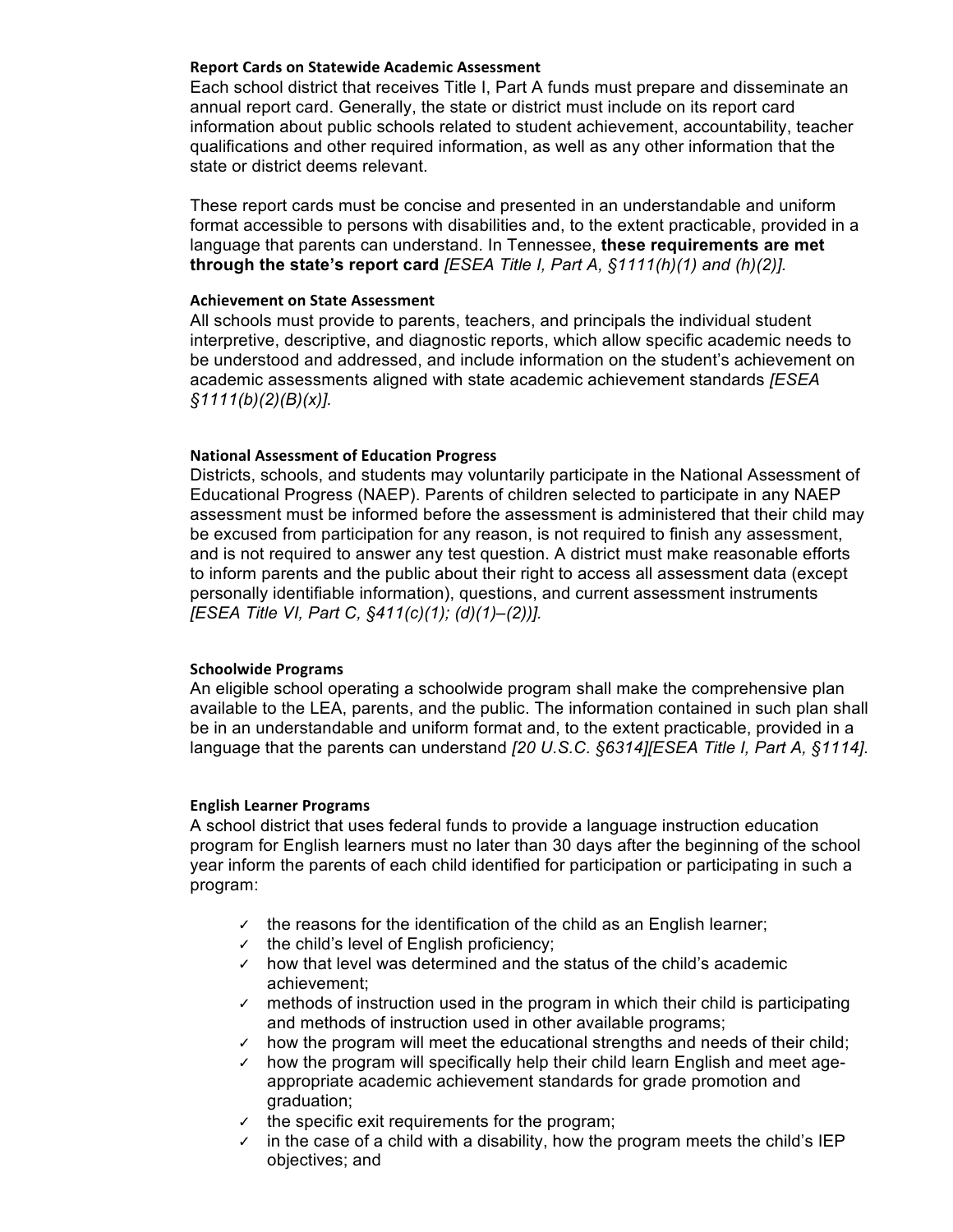#### Report Cards on Statewide Academic Assessment

Each school district that receives Title I, Part A funds must prepare and disseminate an annual report card. Generally, the state or district must include on its report card information about public schools related to student achievement, accountability, teacher qualifications and other required information, as well as any other information that the state or district deems relevant.

These report cards must be concise and presented in an understandable and uniform format accessible to persons with disabilities and, to the extent practicable, provided in a language that parents can understand. In Tennessee, **these requirements are met through the state's report card** *[ESEA Title I, Part A, §1111(h)(1) and (h)(2)].*

#### Achievement on State Assessment

All schools must provide to parents, teachers, and principals the individual student interpretive, descriptive, and diagnostic reports, which allow specific academic needs to be understood and addressed, and include information on the student's achievement on academic assessments aligned with state academic achievement standards *[ESEA §1111(b)(2)(B)(x)].*

#### National Assessment of Education Progress

Districts, schools, and students may voluntarily participate in the National Assessment of Educational Progress (NAEP). Parents of children selected to participate in any NAEP assessment must be informed before the assessment is administered that their child may be excused from participation for any reason, is not required to finish any assessment, and is not required to answer any test question. A district must make reasonable efforts to inform parents and the public about their right to access all assessment data (except personally identifiable information), questions, and current assessment instruments *[ESEA Title VI, Part C, §411(c)(1); (d)(1)–(2))].*

#### Schoolwide Programs

An eligible school operating a schoolwide program shall make the comprehensive plan available to the LEA, parents, and the public. The information contained in such plan shall be in an understandable and uniform format and, to the extent practicable, provided in a language that the parents can understand *[20 U.S.C. §6314][ESEA Title I, Part A, §1114].*

#### English Learner Programs

A school district that uses federal funds to provide a language instruction education program for English learners must no later than 30 days after the beginning of the school year inform the parents of each child identified for participation or participating in such a program:

- ✓ the reasons for the identification of the child as an English learner;
- ✓ the child's level of English proficiency;
- ✓ how that level was determined and the status of the child's academic achievement;
- ✓ methods of instruction used in the program in which their child is participating and methods of instruction used in other available programs;
- ✓ how the program will meet the educational strengths and needs of their child;
- ✓ how the program will specifically help their child learn English and meet age-appropriate academic achievement standards for grade promotion and graduation;
- ✓ the specific exit requirements for the program;
- ✓ in the case of a child with a disability, how the program meets the child's IEP objectives; and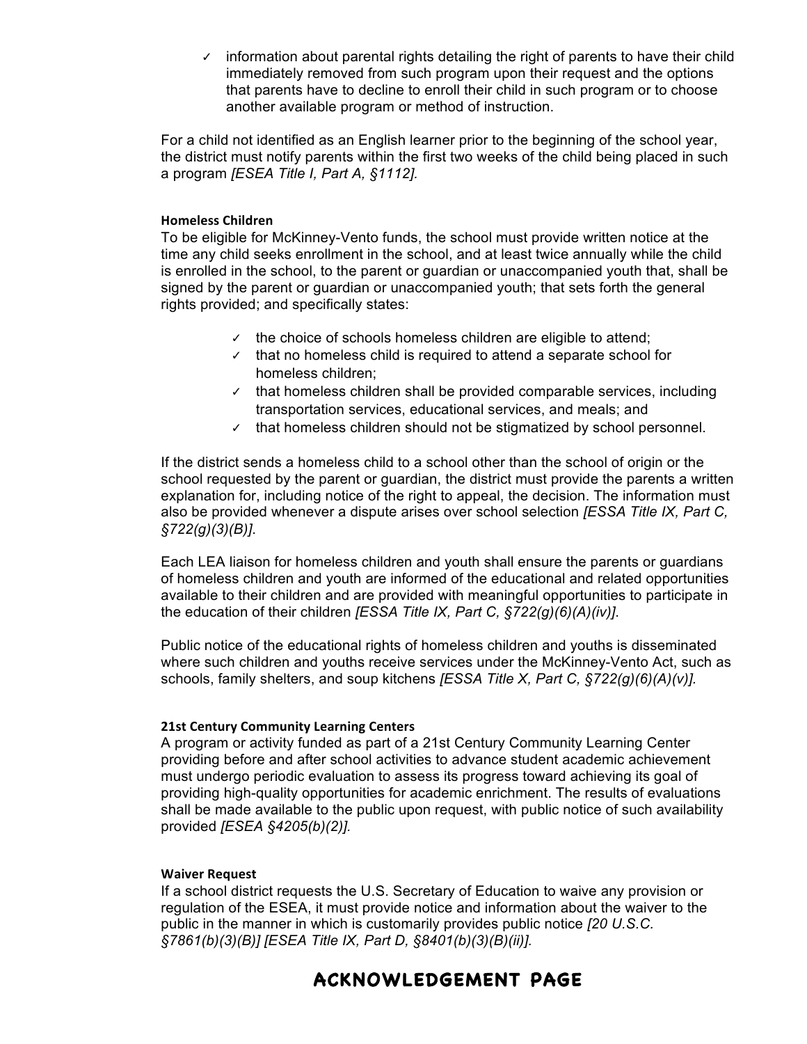- ✓ information about parental rights detailing the right of parents to have their child immediately removed from such program upon their request and the options that parents have to decline to enroll their child in such program or to choose another available program or method of instruction.

For a child not identified as an English learner prior to the beginning of the school year, the district must notify parents within the first two weeks of the child being placed in such a program *[ESEA Title I, Part A, §1112].*

#### Homeless Children

To be eligible for McKinney-Vento funds, the school must provide written notice at the time any child seeks enrollment in the school, and at least twice annually while the child is enrolled in the school, to the parent or guardian or unaccompanied youth that, shall be signed by the parent or guardian or unaccompanied youth; that sets forth the general rights provided; and specifically states:

- ✓ the choice of schools homeless children are eligible to attend;
- ✓ that no homeless child is required to attend a separate school for homeless children;
- ✓ that homeless children shall be provided comparable services, including transportation services, educational services, and meals; and
- ✓ that homeless children should not be stigmatized by school personnel.

If the district sends a homeless child to a school other than the school of origin or the school requested by the parent or guardian, the district must provide the parents a written explanation for, including notice of the right to appeal, the decision. The information must also be provided whenever a dispute arises over school selection *[ESSA Title IX, Part C, §722(g)(3)(B)]*.

Each LEA liaison for homeless children and youth shall ensure the parents or guardians of homeless children and youth are informed of the educational and related opportunities available to their children and are provided with meaningful opportunities to participate in the education of their children *[ESSA Title IX, Part C, §722(g)(6)(A)(iv)]*.

Public notice of the educational rights of homeless children and youths is disseminated where such children and youths receive services under the McKinney-Vento Act, such as schools, family shelters, and soup kitchens *[ESSA Title X, Part C, §722(g)(6)(A)(v)].*

#### 21st Century Community Learning Centers

A program or activity funded as part of a 21st Century Community Learning Center providing before and after school activities to advance student academic achievement must undergo periodic evaluation to assess its progress toward achieving its goal of providing high-quality opportunities for academic enrichment. The results of evaluations shall be made available to the public upon request, with public notice of such availability provided *[ESEA §4205(b)(2)].*

#### Waiver Request

If a school district requests the U.S. Secretary of Education to waive any provision or regulation of the ESEA, it must provide notice and information about the waiver to the public in the manner in which is customarily provides public notice *[20 U.S.C. §7861(b)(3)(B)] [ESEA Title IX, Part D, §8401(b)(3)(B)(ii)].*

## ACKNOWLEDGEMENT PAGE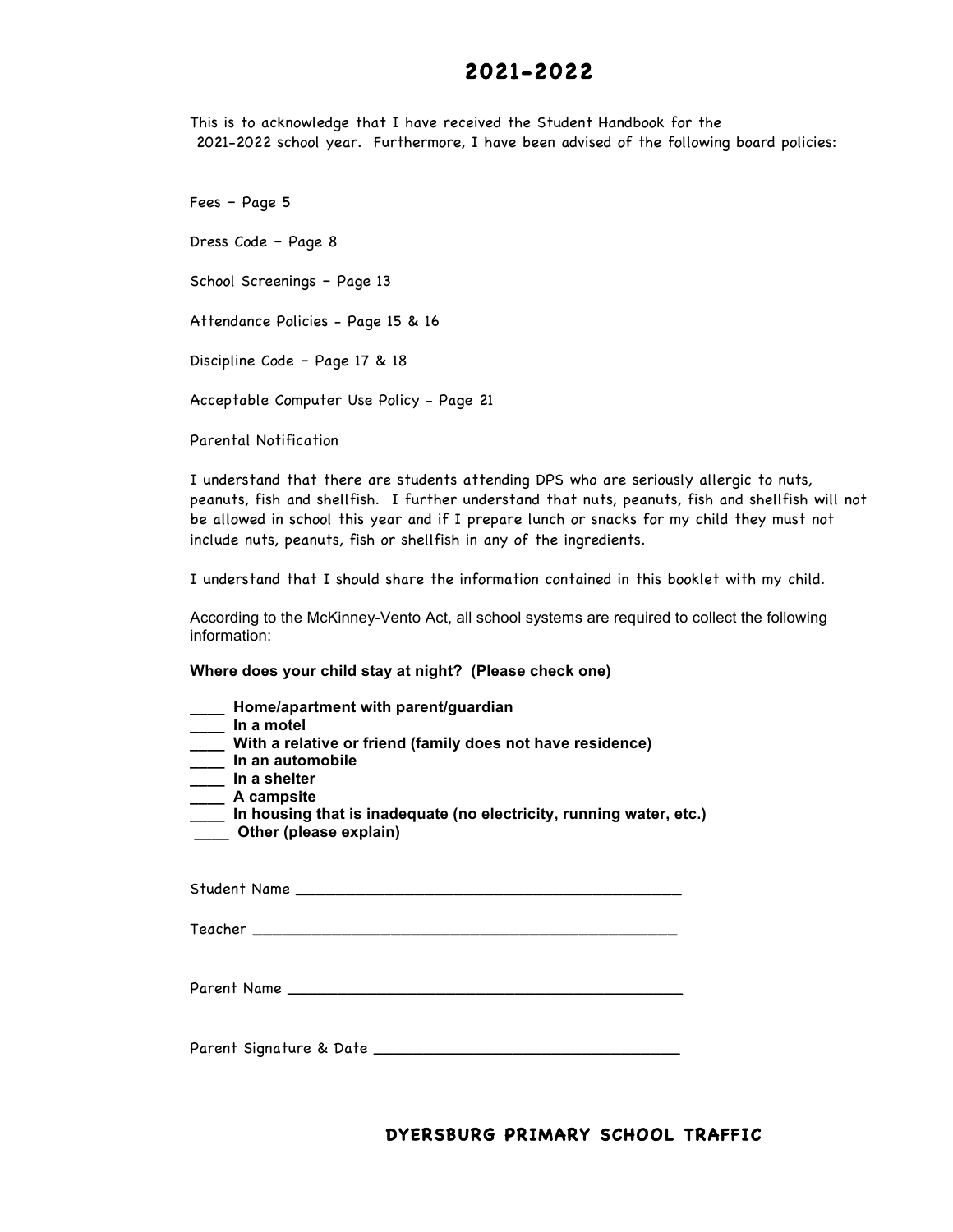# 2021-2022

This is to acknowledge that I have received the Student Handbook for the 2021-2022 school year. Furthermore, I have been advised of the following board policies:

Fees – Page 5

Dress Code – Page 8

School Screenings – Page 13

Attendance Policies - Page 15 & 16

Discipline Code – Page 17 & 18

Acceptable Computer Use Policy - Page 21

Parental Notification

I understand that there are students attending DPS who are seriously allergic to nuts, peanuts, fish and shellfish. I further understand that nuts, peanuts, fish and shellfish will not be allowed in school this year and if I prepare lunch or snacks for my child they must not include nuts, peanuts, fish or shellfish in any of the ingredients.

I understand that I should share the information contained in this booklet with my child.

According to the McKinney-Vento Act, all school systems are required to collect the following information:

**Where does your child stay at night? (Please check one)**

**____ Home/apartment with parent/guardian**
**____ In a motel**
**____ With a relative or friend (family does not have residence)**
**____ In an automobile**
**____ In a shelter**
**____ A campsite**
**____ In housing that is inadequate (no electricity, running water, etc.)**
**____ Other (please explain)**

Student Name ____________________________________________

Teacher ________________________________________________

Parent Name _____________________________________________

Parent Signature & Date ___________________________________

**DYERSBURG PRIMARY SCHOOL TRAFFIC**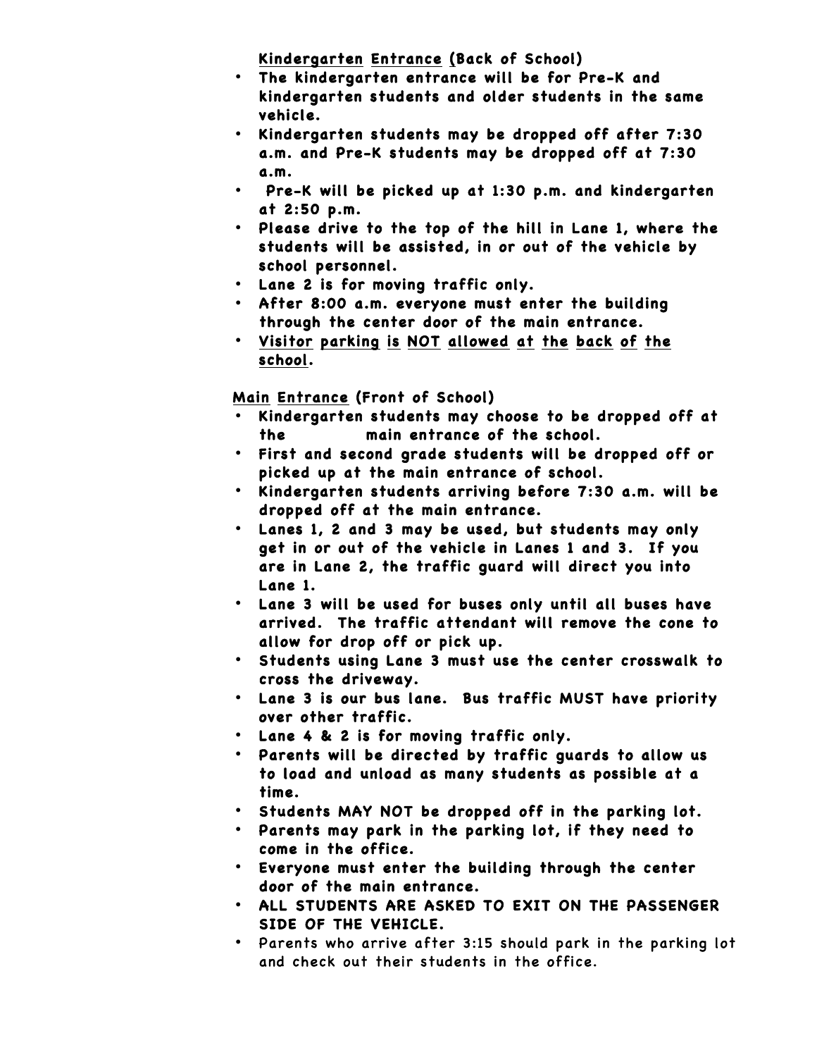**Kindergarten Entrance (Back of School)**

- **The kindergarten entrance will be for Pre-K and kindergarten students and older students in the same vehicle.**
- **Kindergarten students may be dropped off after 7:30 a.m. and Pre-K students may be dropped off at 7:30 a.m.**
- **Pre-K will be picked up at 1:30 p.m. and kindergarten at 2:50 p.m.**
- **Please drive to the top of the hill in Lane 1, where the students will be assisted, in or out of the vehicle by school personnel.**
- **Lane 2 is for moving traffic only.**
- **After 8:00 a.m. everyone must enter the building through the center door of the main entrance.**
- **Visitor parking is NOT allowed at the back of the school.**

**Main Entrance (Front of School)**

- **Kindergarten students may choose to be dropped off at the main entrance of the school.**
- **First and second grade students will be dropped off or picked up at the main entrance of school.**
- **Kindergarten students arriving before 7:30 a.m. will be dropped off at the main entrance.**
- **Lanes 1, 2 and 3 may be used, but students may only get in or out of the vehicle in Lanes 1 and 3. If you are in Lane 2, the traffic guard will direct you into Lane 1.**
- **Lane 3 will be used for buses only until all buses have arrived. The traffic attendant will remove the cone to allow for drop off or pick up.**
- **Students using Lane 3 must use the center crosswalk to cross the driveway.**
- **Lane 3 is our bus lane. Bus traffic MUST have priority over other traffic.**
- **Lane 4 & 2 is for moving traffic only.**
- **Parents will be directed by traffic guards to allow us to load and unload as many students as possible at a time.**
- **Students MAY NOT be dropped off in the parking lot.**
- **Parents may park in the parking lot, if they need to come in the office.**
- **Everyone must enter the building through the center door of the main entrance.**
- **ALL STUDENTS ARE ASKED TO EXIT ON THE PASSENGER SIDE OF THE VEHICLE.**
- Parents who arrive after 3:15 should park in the parking lot and check out their students in the office.